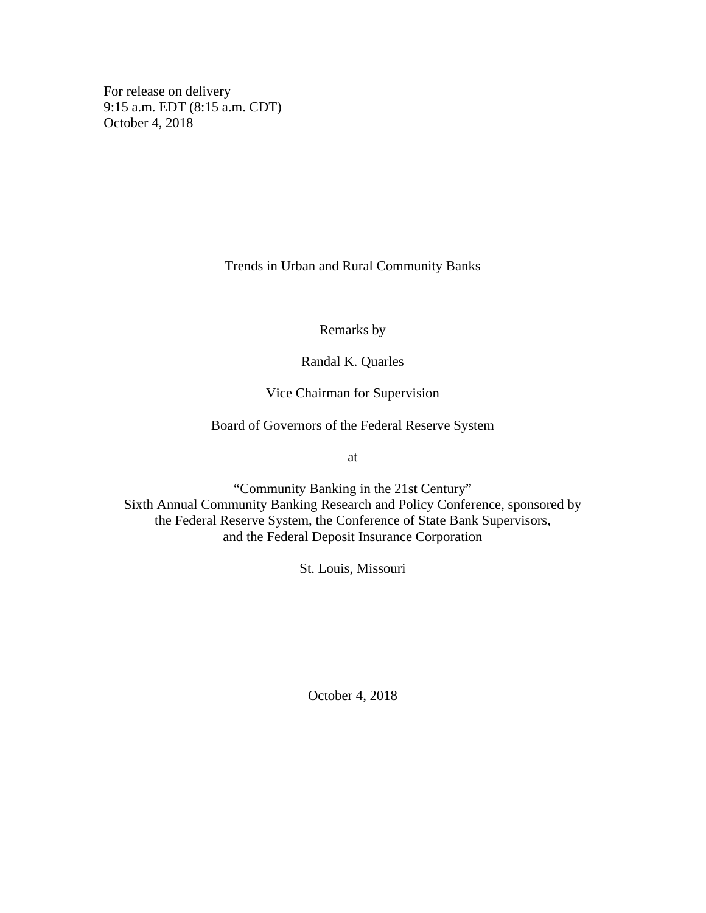For release on delivery
9:15 a.m. EDT (8:15 a.m. CDT)
October 4, 2018

# Trends in Urban and Rural Community Banks

Remarks by

Randal K. Quarles

Vice Chairman for Supervision

Board of Governors of the Federal Reserve System

at

"Community Banking in the 21st Century"
Sixth Annual Community Banking Research and Policy Conference, sponsored by
the Federal Reserve System, the Conference of State Bank Supervisors,
and the Federal Deposit Insurance Corporation

St. Louis, Missouri

October 4, 2018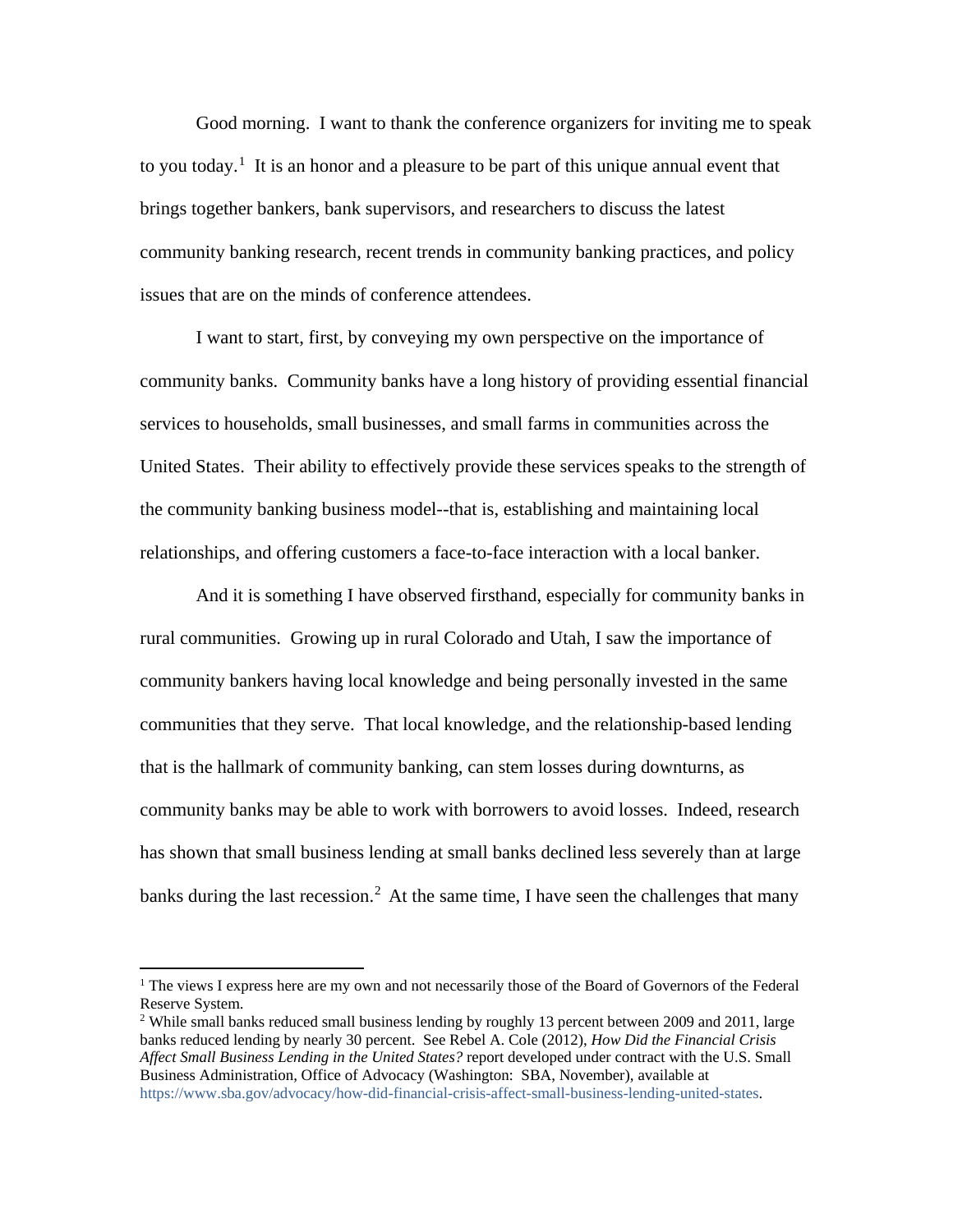Good morning. I want to thank the conference organizers for inviting me to speak to you today.[1] It is an honor and a pleasure to be part of this unique annual event that brings together bankers, bank supervisors, and researchers to discuss the latest community banking research, recent trends in community banking practices, and policy issues that are on the minds of conference attendees.

I want to start, first, by conveying my own perspective on the importance of community banks. Community banks have a long history of providing essential financial services to households, small businesses, and small farms in communities across the United States. Their ability to effectively provide these services speaks to the strength of the community banking business model--that is, establishing and maintaining local relationships, and offering customers a face-to-face interaction with a local banker.

And it is something I have observed firsthand, especially for community banks in rural communities. Growing up in rural Colorado and Utah, I saw the importance of community bankers having local knowledge and being personally invested in the same communities that they serve. That local knowledge, and the relationship-based lending that is the hallmark of community banking, can stem losses during downturns, as community banks may be able to work with borrowers to avoid losses. Indeed, research has shown that small business lending at small banks declined less severely than at large banks during the last recession.[2] At the same time, I have seen the challenges that many

---

[1] The views I express here are my own and not necessarily those of the Board of Governors of the Federal Reserve System.

[2] While small banks reduced small business lending by roughly 13 percent between 2009 and 2011, large banks reduced lending by nearly 30 percent. See Rebel A. Cole (2012), *How Did the Financial Crisis Affect Small Business Lending in the United States?* report developed under contract with the U.S. Small Business Administration, Office of Advocacy (Washington: SBA, November), available at https://www.sba.gov/advocacy/how-did-financial-crisis-affect-small-business-lending-united-states.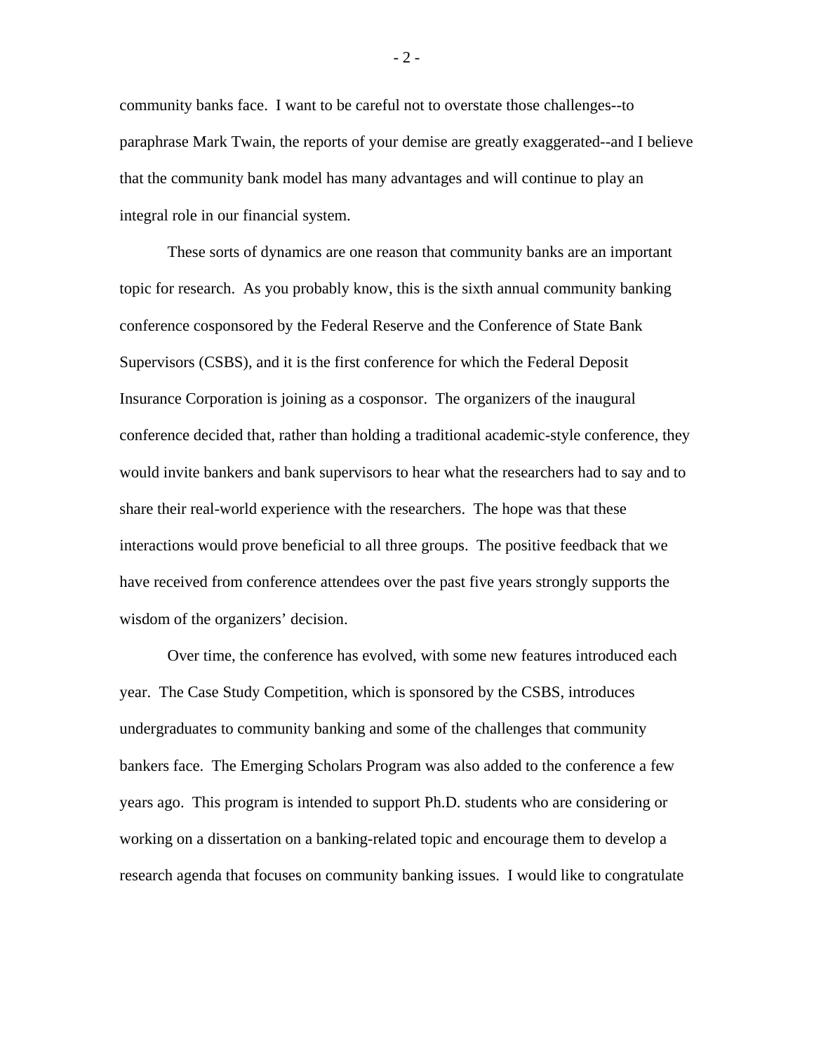community banks face. I want to be careful not to overstate those challenges--to paraphrase Mark Twain, the reports of your demise are greatly exaggerated--and I believe that the community bank model has many advantages and will continue to play an integral role in our financial system.

These sorts of dynamics are one reason that community banks are an important topic for research. As you probably know, this is the sixth annual community banking conference cosponsored by the Federal Reserve and the Conference of State Bank Supervisors (CSBS), and it is the first conference for which the Federal Deposit Insurance Corporation is joining as a cosponsor. The organizers of the inaugural conference decided that, rather than holding a traditional academic-style conference, they would invite bankers and bank supervisors to hear what the researchers had to say and to share their real-world experience with the researchers. The hope was that these interactions would prove beneficial to all three groups. The positive feedback that we have received from conference attendees over the past five years strongly supports the wisdom of the organizers' decision.

Over time, the conference has evolved, with some new features introduced each year. The Case Study Competition, which is sponsored by the CSBS, introduces undergraduates to community banking and some of the challenges that community bankers face. The Emerging Scholars Program was also added to the conference a few years ago. This program is intended to support Ph.D. students who are considering or working on a dissertation on a banking-related topic and encourage them to develop a research agenda that focuses on community banking issues. I would like to congratulate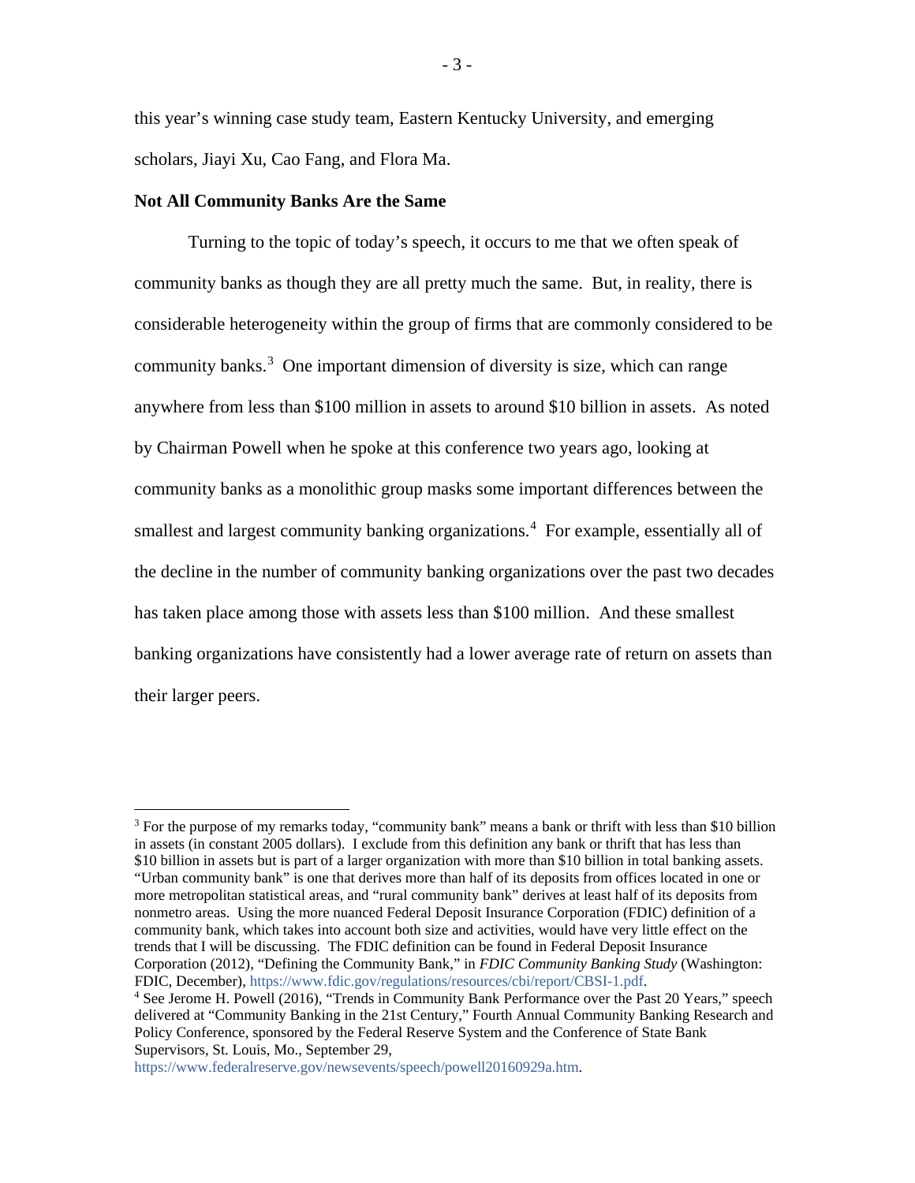this year's winning case study team, Eastern Kentucky University, and emerging scholars, Jiayi Xu, Cao Fang, and Flora Ma.

**Not All Community Banks Are the Same**

Turning to the topic of today's speech, it occurs to me that we often speak of community banks as though they are all pretty much the same. But, in reality, there is considerable heterogeneity within the group of firms that are commonly considered to be community banks.[3] One important dimension of diversity is size, which can range anywhere from less than $100 million in assets to around $10 billion in assets. As noted by Chairman Powell when he spoke at this conference two years ago, looking at community banks as a monolithic group masks some important differences between the smallest and largest community banking organizations.[4] For example, essentially all of the decline in the number of community banking organizations over the past two decades has taken place among those with assets less than $100 million. And these smallest banking organizations have consistently had a lower average rate of return on assets than their larger peers.

---

[3] For the purpose of my remarks today, "community bank" means a bank or thrift with less than $10 billion in assets (in constant 2005 dollars). I exclude from this definition any bank or thrift that has less than $10 billion in assets but is part of a larger organization with more than $10 billion in total banking assets. "Urban community bank" is one that derives more than half of its deposits from offices located in one or more metropolitan statistical areas, and "rural community bank" derives at least half of its deposits from nonmetro areas. Using the more nuanced Federal Deposit Insurance Corporation (FDIC) definition of a community bank, which takes into account both size and activities, would have very little effect on the trends that I will be discussing. The FDIC definition can be found in Federal Deposit Insurance Corporation (2012), "Defining the Community Bank," in *FDIC Community Banking Study* (Washington: FDIC, December), https://www.fdic.gov/regulations/resources/cbi/report/CBSI-1.pdf.

[4] See Jerome H. Powell (2016), "Trends in Community Bank Performance over the Past 20 Years," speech delivered at "Community Banking in the 21st Century," Fourth Annual Community Banking Research and Policy Conference, sponsored by the Federal Reserve System and the Conference of State Bank Supervisors, St. Louis, Mo., September 29, https://www.federalreserve.gov/newsevents/speech/powell20160929a.htm.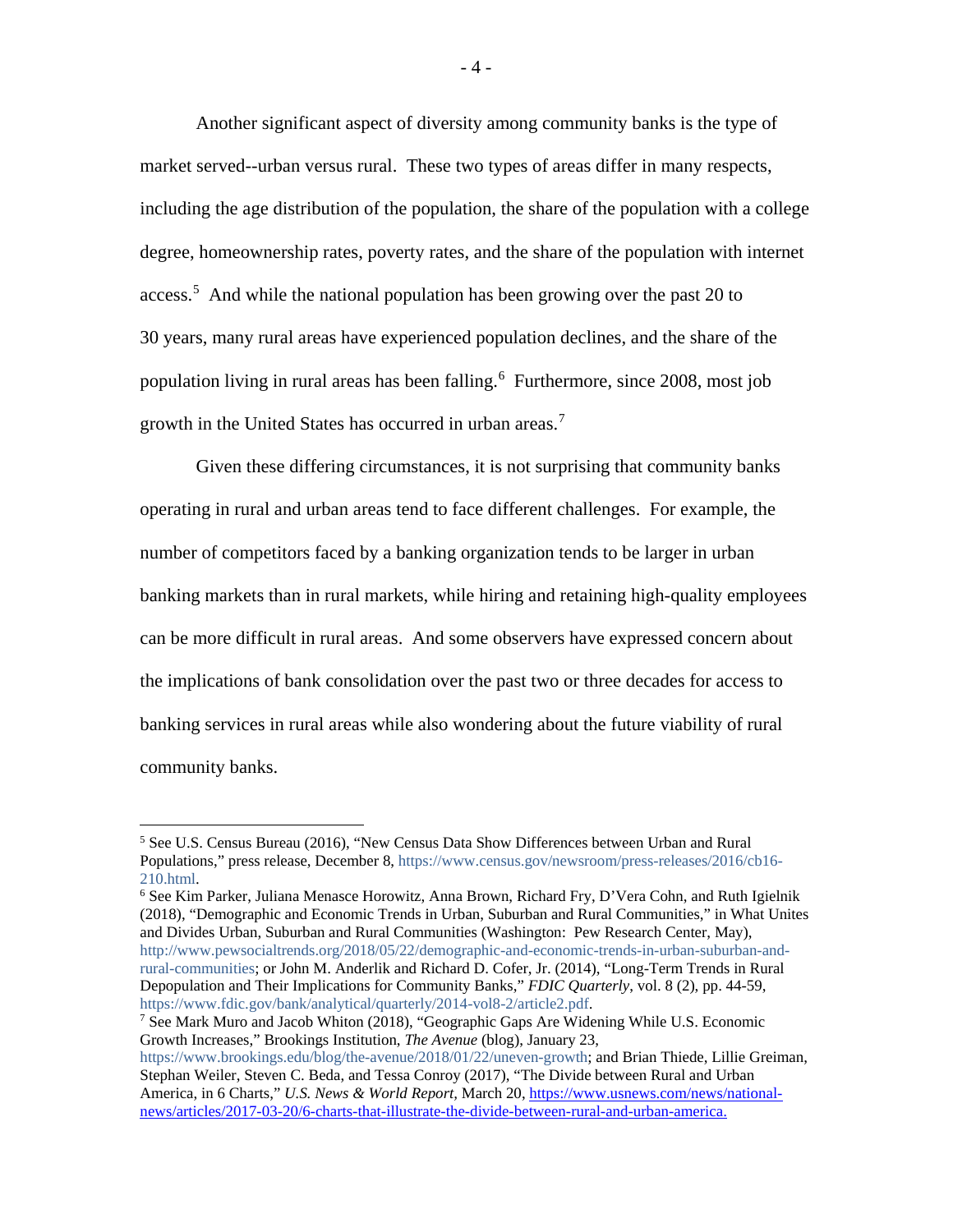Another significant aspect of diversity among community banks is the type of market served--urban versus rural. These two types of areas differ in many respects, including the age distribution of the population, the share of the population with a college degree, homeownership rates, poverty rates, and the share of the population with internet access.[5] And while the national population has been growing over the past 20 to 30 years, many rural areas have experienced population declines, and the share of the population living in rural areas has been falling.[6] Furthermore, since 2008, most job growth in the United States has occurred in urban areas.[7]

Given these differing circumstances, it is not surprising that community banks operating in rural and urban areas tend to face different challenges. For example, the number of competitors faced by a banking organization tends to be larger in urban banking markets than in rural markets, while hiring and retaining high-quality employees can be more difficult in rural areas. And some observers have expressed concern about the implications of bank consolidation over the past two or three decades for access to banking services in rural areas while also wondering about the future viability of rural community banks.

---

[5] See U.S. Census Bureau (2016), "New Census Data Show Differences between Urban and Rural Populations," press release, December 8, https://www.census.gov/newsroom/press-releases/2016/cb16-210.html.

[6] See Kim Parker, Juliana Menasce Horowitz, Anna Brown, Richard Fry, D'Vera Cohn, and Ruth Igielnik (2018), "Demographic and Economic Trends in Urban, Suburban and Rural Communities," in What Unites and Divides Urban, Suburban and Rural Communities (Washington: Pew Research Center, May), http://www.pewsocialtrends.org/2018/05/22/demographic-and-economic-trends-in-urban-suburban-and-rural-communities; or John M. Anderlik and Richard D. Cofer, Jr. (2014), "Long-Term Trends in Rural Depopulation and Their Implications for Community Banks," *FDIC Quarterly*, vol. 8 (2), pp. 44-59, https://www.fdic.gov/bank/analytical/quarterly/2014-vol8-2/article2.pdf.

[7] See Mark Muro and Jacob Whiton (2018), "Geographic Gaps Are Widening While U.S. Economic Growth Increases," Brookings Institution, *The Avenue* (blog), January 23, https://www.brookings.edu/blog/the-avenue/2018/01/22/uneven-growth; and Brian Thiede, Lillie Greiman, Stephan Weiler, Steven C. Beda, and Tessa Conroy (2017), "The Divide between Rural and Urban America, in 6 Charts," *U.S. News & World Report*, March 20, https://www.usnews.com/news/national-news/articles/2017-03-20/6-charts-that-illustrate-the-divide-between-rural-and-urban-america.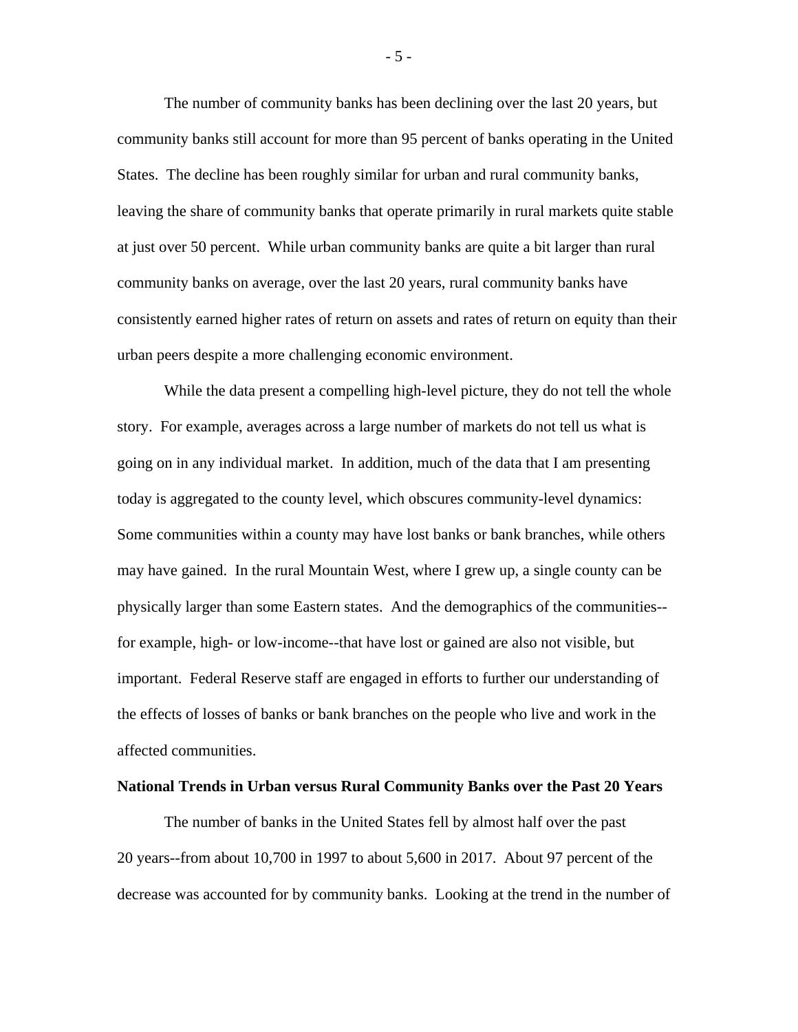The number of community banks has been declining over the last 20 years, but community banks still account for more than 95 percent of banks operating in the United States. The decline has been roughly similar for urban and rural community banks, leaving the share of community banks that operate primarily in rural markets quite stable at just over 50 percent. While urban community banks are quite a bit larger than rural community banks on average, over the last 20 years, rural community banks have consistently earned higher rates of return on assets and rates of return on equity than their urban peers despite a more challenging economic environment.

While the data present a compelling high-level picture, they do not tell the whole story. For example, averages across a large number of markets do not tell us what is going on in any individual market. In addition, much of the data that I am presenting today is aggregated to the county level, which obscures community-level dynamics: Some communities within a county may have lost banks or bank branches, while others may have gained. In the rural Mountain West, where I grew up, a single county can be physically larger than some Eastern states. And the demographics of the communities--for example, high- or low-income--that have lost or gained are also not visible, but important. Federal Reserve staff are engaged in efforts to further our understanding of the effects of losses of banks or bank branches on the people who live and work in the affected communities.

**National Trends in Urban versus Rural Community Banks over the Past 20 Years**

The number of banks in the United States fell by almost half over the past 20 years--from about 10,700 in 1997 to about 5,600 in 2017. About 97 percent of the decrease was accounted for by community banks. Looking at the trend in the number of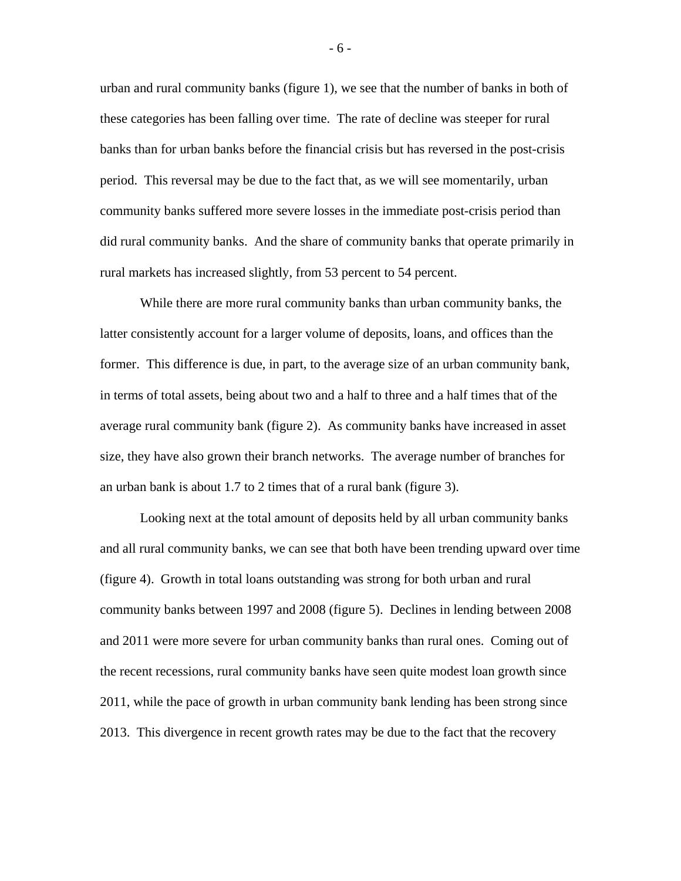urban and rural community banks (figure 1), we see that the number of banks in both of these categories has been falling over time. The rate of decline was steeper for rural banks than for urban banks before the financial crisis but has reversed in the post-crisis period. This reversal may be due to the fact that, as we will see momentarily, urban community banks suffered more severe losses in the immediate post-crisis period than did rural community banks. And the share of community banks that operate primarily in rural markets has increased slightly, from 53 percent to 54 percent.

While there are more rural community banks than urban community banks, the latter consistently account for a larger volume of deposits, loans, and offices than the former. This difference is due, in part, to the average size of an urban community bank, in terms of total assets, being about two and a half to three and a half times that of the average rural community bank (figure 2). As community banks have increased in asset size, they have also grown their branch networks. The average number of branches for an urban bank is about 1.7 to 2 times that of a rural bank (figure 3).

Looking next at the total amount of deposits held by all urban community banks and all rural community banks, we can see that both have been trending upward over time (figure 4). Growth in total loans outstanding was strong for both urban and rural community banks between 1997 and 2008 (figure 5). Declines in lending between 2008 and 2011 were more severe for urban community banks than rural ones. Coming out of the recent recessions, rural community banks have seen quite modest loan growth since 2011, while the pace of growth in urban community bank lending has been strong since 2013. This divergence in recent growth rates may be due to the fact that the recovery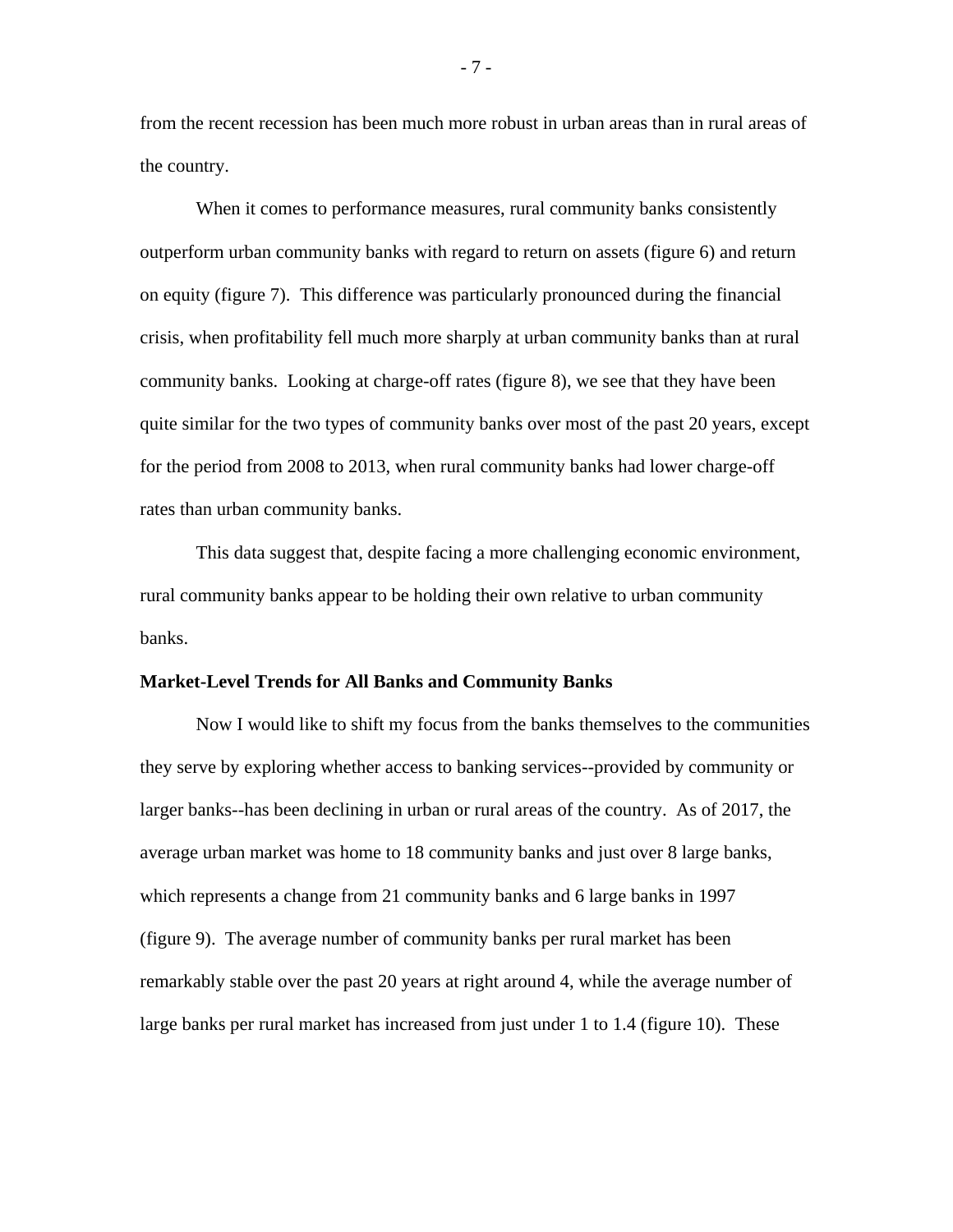from the recent recession has been much more robust in urban areas than in rural areas of the country.

When it comes to performance measures, rural community banks consistently outperform urban community banks with regard to return on assets (figure 6) and return on equity (figure 7). This difference was particularly pronounced during the financial crisis, when profitability fell much more sharply at urban community banks than at rural community banks. Looking at charge-off rates (figure 8), we see that they have been quite similar for the two types of community banks over most of the past 20 years, except for the period from 2008 to 2013, when rural community banks had lower charge-off rates than urban community banks.

This data suggest that, despite facing a more challenging economic environment, rural community banks appear to be holding their own relative to urban community banks.

**Market-Level Trends for All Banks and Community Banks**

Now I would like to shift my focus from the banks themselves to the communities they serve by exploring whether access to banking services--provided by community or larger banks--has been declining in urban or rural areas of the country. As of 2017, the average urban market was home to 18 community banks and just over 8 large banks, which represents a change from 21 community banks and 6 large banks in 1997 (figure 9). The average number of community banks per rural market has been remarkably stable over the past 20 years at right around 4, while the average number of large banks per rural market has increased from just under 1 to 1.4 (figure 10). These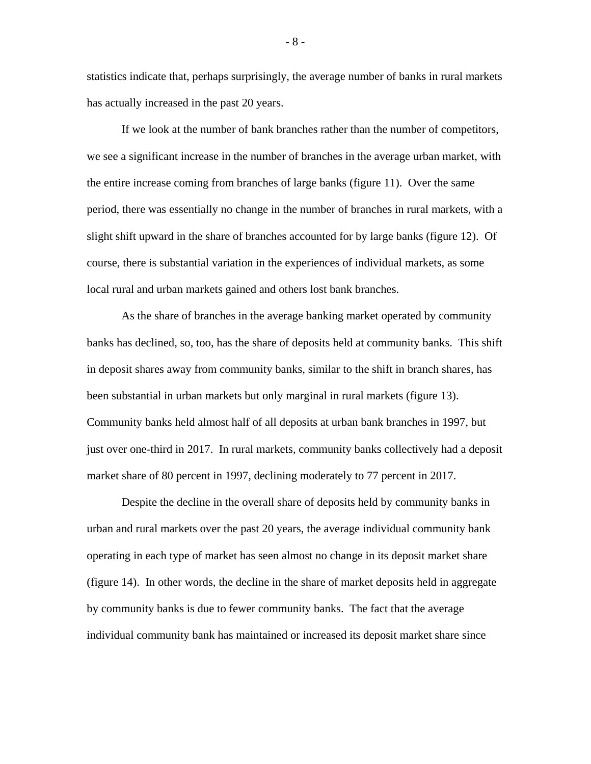statistics indicate that, perhaps surprisingly, the average number of banks in rural markets has actually increased in the past 20 years.

If we look at the number of bank branches rather than the number of competitors, we see a significant increase in the number of branches in the average urban market, with the entire increase coming from branches of large banks (figure 11). Over the same period, there was essentially no change in the number of branches in rural markets, with a slight shift upward in the share of branches accounted for by large banks (figure 12). Of course, there is substantial variation in the experiences of individual markets, as some local rural and urban markets gained and others lost bank branches.

As the share of branches in the average banking market operated by community banks has declined, so, too, has the share of deposits held at community banks. This shift in deposit shares away from community banks, similar to the shift in branch shares, has been substantial in urban markets but only marginal in rural markets (figure 13). Community banks held almost half of all deposits at urban bank branches in 1997, but just over one-third in 2017. In rural markets, community banks collectively had a deposit market share of 80 percent in 1997, declining moderately to 77 percent in 2017.

Despite the decline in the overall share of deposits held by community banks in urban and rural markets over the past 20 years, the average individual community bank operating in each type of market has seen almost no change in its deposit market share (figure 14). In other words, the decline in the share of market deposits held in aggregate by community banks is due to fewer community banks. The fact that the average individual community bank has maintained or increased its deposit market share since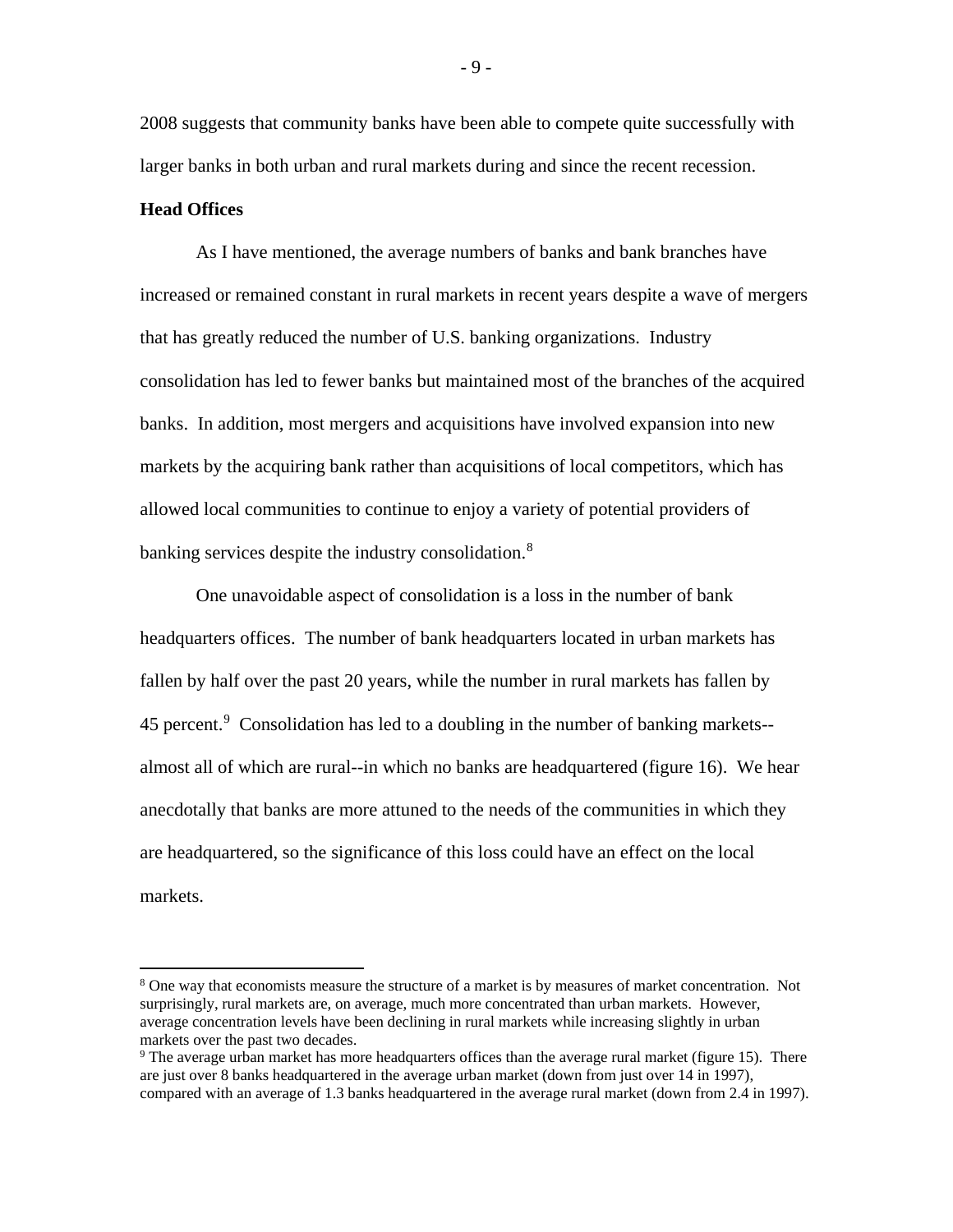2008 suggests that community banks have been able to compete quite successfully with larger banks in both urban and rural markets during and since the recent recession.

**Head Offices**

As I have mentioned, the average numbers of banks and bank branches have increased or remained constant in rural markets in recent years despite a wave of mergers that has greatly reduced the number of U.S. banking organizations. Industry consolidation has led to fewer banks but maintained most of the branches of the acquired banks. In addition, most mergers and acquisitions have involved expansion into new markets by the acquiring bank rather than acquisitions of local competitors, which has allowed local communities to continue to enjoy a variety of potential providers of banking services despite the industry consolidation.[8]

One unavoidable aspect of consolidation is a loss in the number of bank headquarters offices. The number of bank headquarters located in urban markets has fallen by half over the past 20 years, while the number in rural markets has fallen by 45 percent.[9] Consolidation has led to a doubling in the number of banking markets--almost all of which are rural--in which no banks are headquartered (figure 16). We hear anecdotally that banks are more attuned to the needs of the communities in which they are headquartered, so the significance of this loss could have an effect on the local markets.

---

[8] One way that economists measure the structure of a market is by measures of market concentration. Not surprisingly, rural markets are, on average, much more concentrated than urban markets. However, average concentration levels have been declining in rural markets while increasing slightly in urban markets over the past two decades.

[9] The average urban market has more headquarters offices than the average rural market (figure 15). There are just over 8 banks headquartered in the average urban market (down from just over 14 in 1997), compared with an average of 1.3 banks headquartered in the average rural market (down from 2.4 in 1997).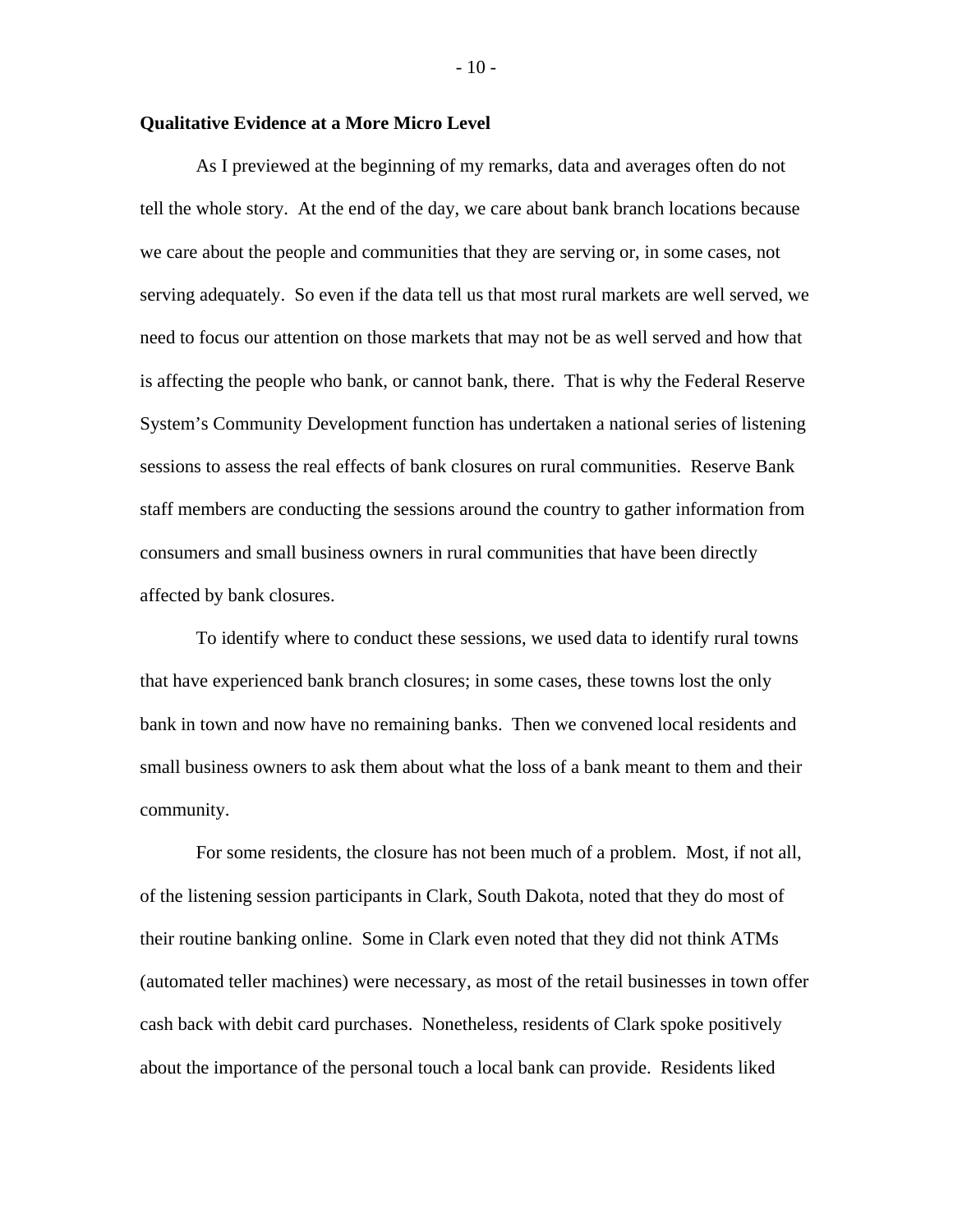**Qualitative Evidence at a More Micro Level**

As I previewed at the beginning of my remarks, data and averages often do not tell the whole story. At the end of the day, we care about bank branch locations because we care about the people and communities that they are serving or, in some cases, not serving adequately. So even if the data tell us that most rural markets are well served, we need to focus our attention on those markets that may not be as well served and how that is affecting the people who bank, or cannot bank, there. That is why the Federal Reserve System's Community Development function has undertaken a national series of listening sessions to assess the real effects of bank closures on rural communities. Reserve Bank staff members are conducting the sessions around the country to gather information from consumers and small business owners in rural communities that have been directly affected by bank closures.

To identify where to conduct these sessions, we used data to identify rural towns that have experienced bank branch closures; in some cases, these towns lost the only bank in town and now have no remaining banks. Then we convened local residents and small business owners to ask them about what the loss of a bank meant to them and their community.

For some residents, the closure has not been much of a problem. Most, if not all, of the listening session participants in Clark, South Dakota, noted that they do most of their routine banking online. Some in Clark even noted that they did not think ATMs (automated teller machines) were necessary, as most of the retail businesses in town offer cash back with debit card purchases. Nonetheless, residents of Clark spoke positively about the importance of the personal touch a local bank can provide. Residents liked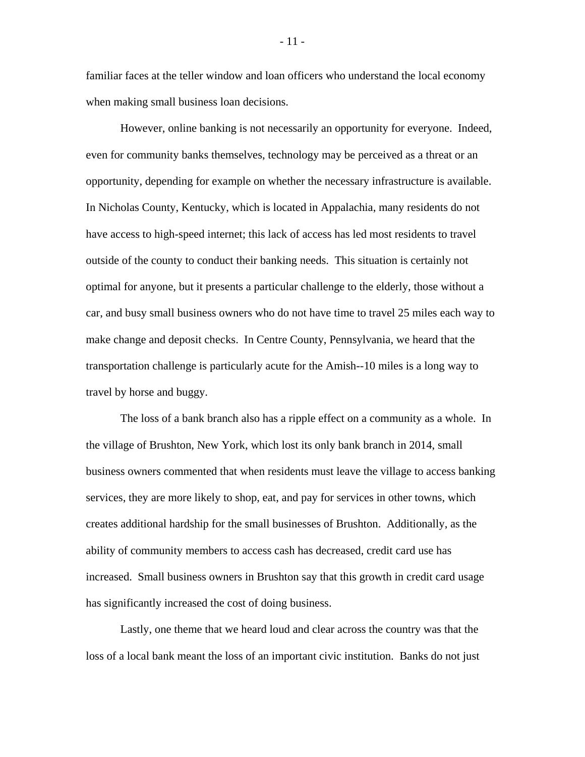familiar faces at the teller window and loan officers who understand the local economy when making small business loan decisions.

However, online banking is not necessarily an opportunity for everyone. Indeed, even for community banks themselves, technology may be perceived as a threat or an opportunity, depending for example on whether the necessary infrastructure is available. In Nicholas County, Kentucky, which is located in Appalachia, many residents do not have access to high-speed internet; this lack of access has led most residents to travel outside of the county to conduct their banking needs. This situation is certainly not optimal for anyone, but it presents a particular challenge to the elderly, those without a car, and busy small business owners who do not have time to travel 25 miles each way to make change and deposit checks. In Centre County, Pennsylvania, we heard that the transportation challenge is particularly acute for the Amish--10 miles is a long way to travel by horse and buggy.

The loss of a bank branch also has a ripple effect on a community as a whole. In the village of Brushton, New York, which lost its only bank branch in 2014, small business owners commented that when residents must leave the village to access banking services, they are more likely to shop, eat, and pay for services in other towns, which creates additional hardship for the small businesses of Brushton. Additionally, as the ability of community members to access cash has decreased, credit card use has increased. Small business owners in Brushton say that this growth in credit card usage has significantly increased the cost of doing business.

Lastly, one theme that we heard loud and clear across the country was that the loss of a local bank meant the loss of an important civic institution. Banks do not just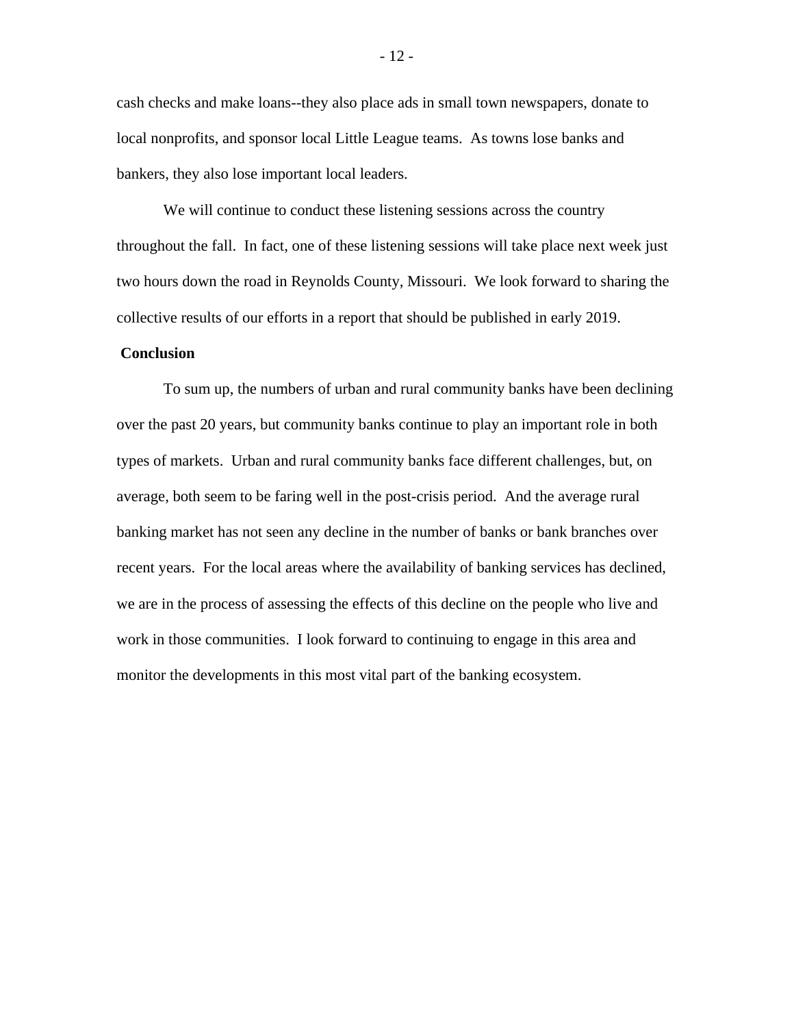cash checks and make loans--they also place ads in small town newspapers, donate to local nonprofits, and sponsor local Little League teams. As towns lose banks and bankers, they also lose important local leaders.

We will continue to conduct these listening sessions across the country throughout the fall. In fact, one of these listening sessions will take place next week just two hours down the road in Reynolds County, Missouri. We look forward to sharing the collective results of our efforts in a report that should be published in early 2019.

## Conclusion

To sum up, the numbers of urban and rural community banks have been declining over the past 20 years, but community banks continue to play an important role in both types of markets. Urban and rural community banks face different challenges, but, on average, both seem to be faring well in the post-crisis period. And the average rural banking market has not seen any decline in the number of banks or bank branches over recent years. For the local areas where the availability of banking services has declined, we are in the process of assessing the effects of this decline on the people who live and work in those communities. I look forward to continuing to engage in this area and monitor the developments in this most vital part of the banking ecosystem.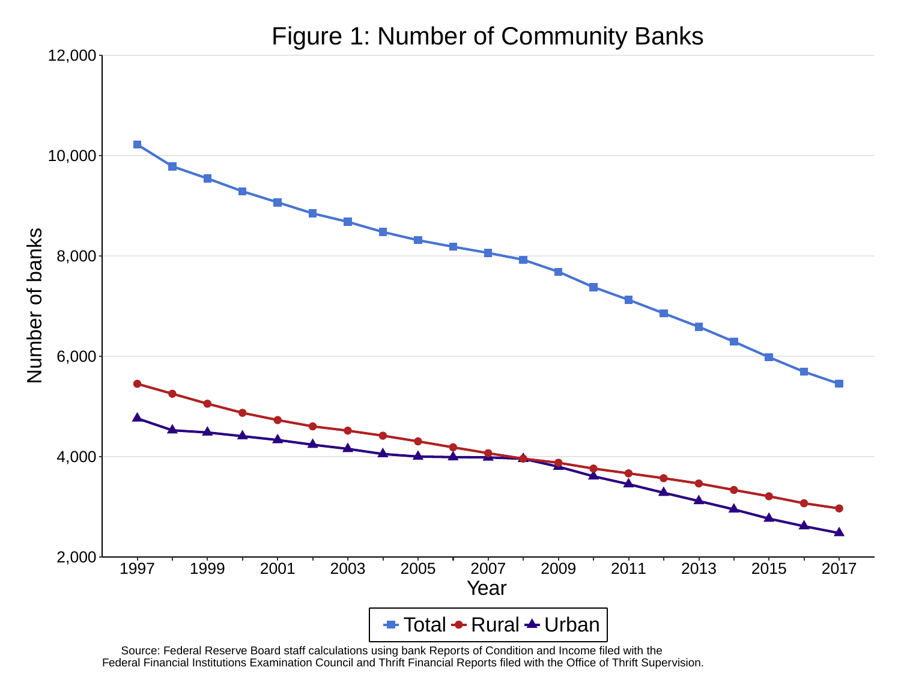# Figure 1: Number of Community Banks

Source: Federal Reserve Board staff calculations using bank Reports of Condition and Income filed with the Federal Financial Institutions Examination Council and Thrift Financial Reports filed with the Office of Thrift Supervision.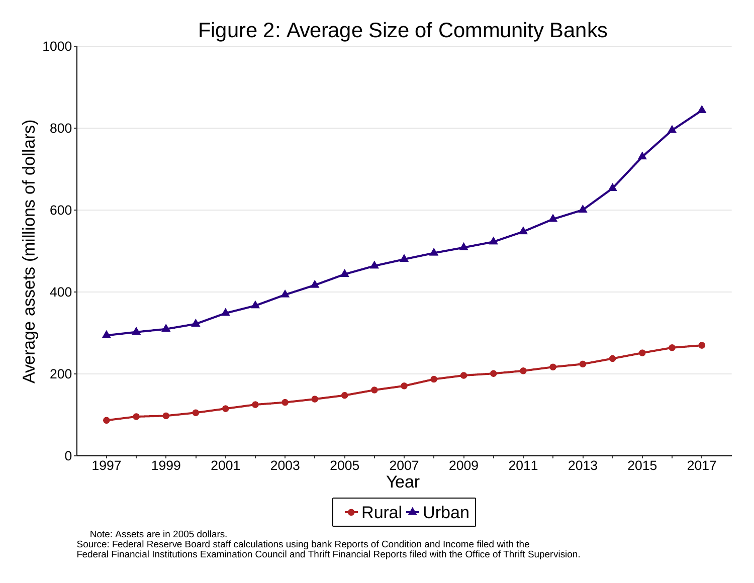# Figure 2: Average Size of Community Banks

Note: Assets are in 2005 dollars.
Source: Federal Reserve Board staff calculations using bank Reports of Condition and Income filed with the Federal Financial Institutions Examination Council and Thrift Financial Reports filed with the Office of Thrift Supervision.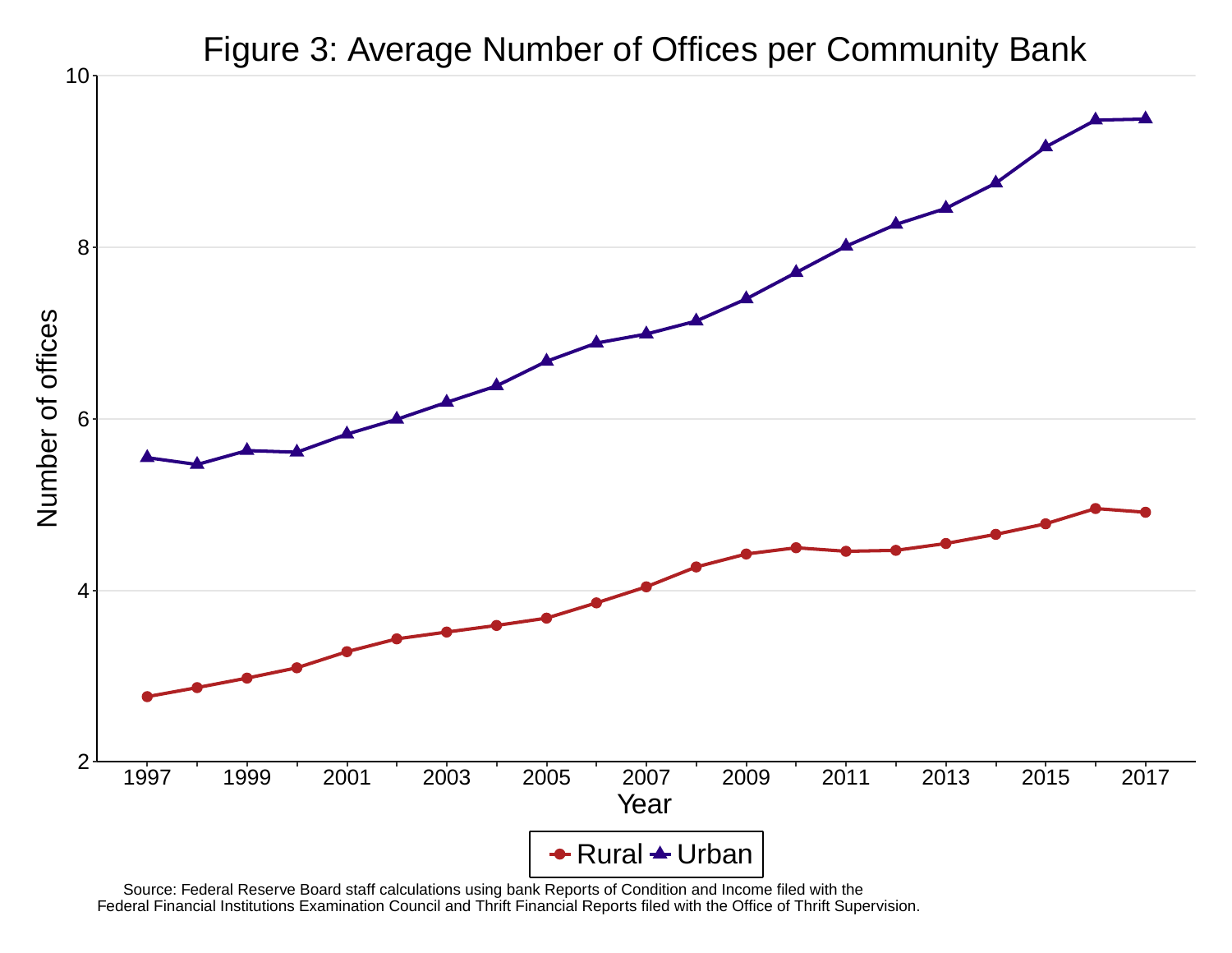# Figure 3: Average Number of Offices per Community Bank

Source: Federal Reserve Board staff calculations using bank Reports of Condition and Income filed with the Federal Financial Institutions Examination Council and Thrift Financial Reports filed with the Office of Thrift Supervision.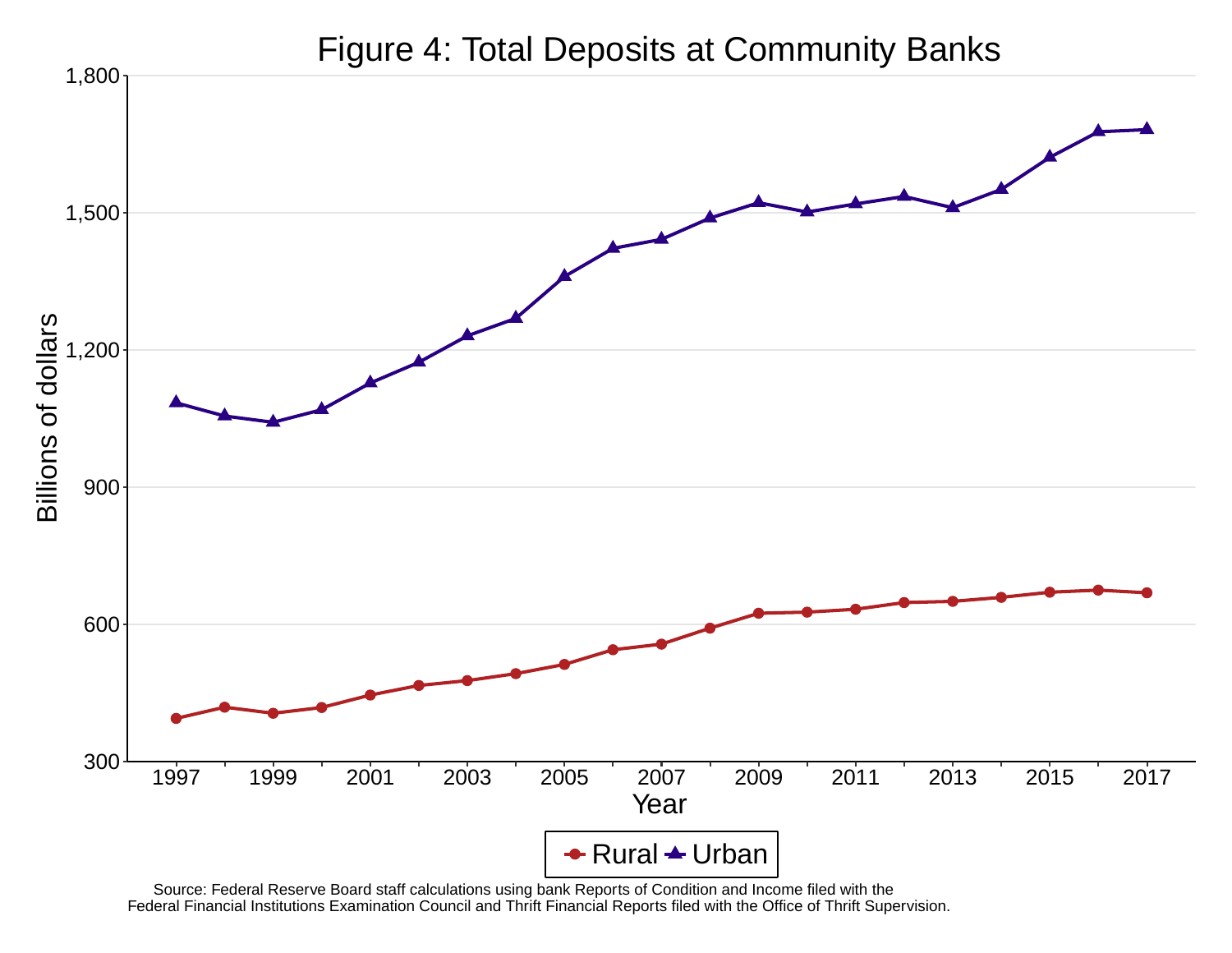# Figure 4: Total Deposits at Community Banks

Source: Federal Reserve Board staff calculations using bank Reports of Condition and Income filed with the Federal Financial Institutions Examination Council and Thrift Financial Reports filed with the Office of Thrift Supervision.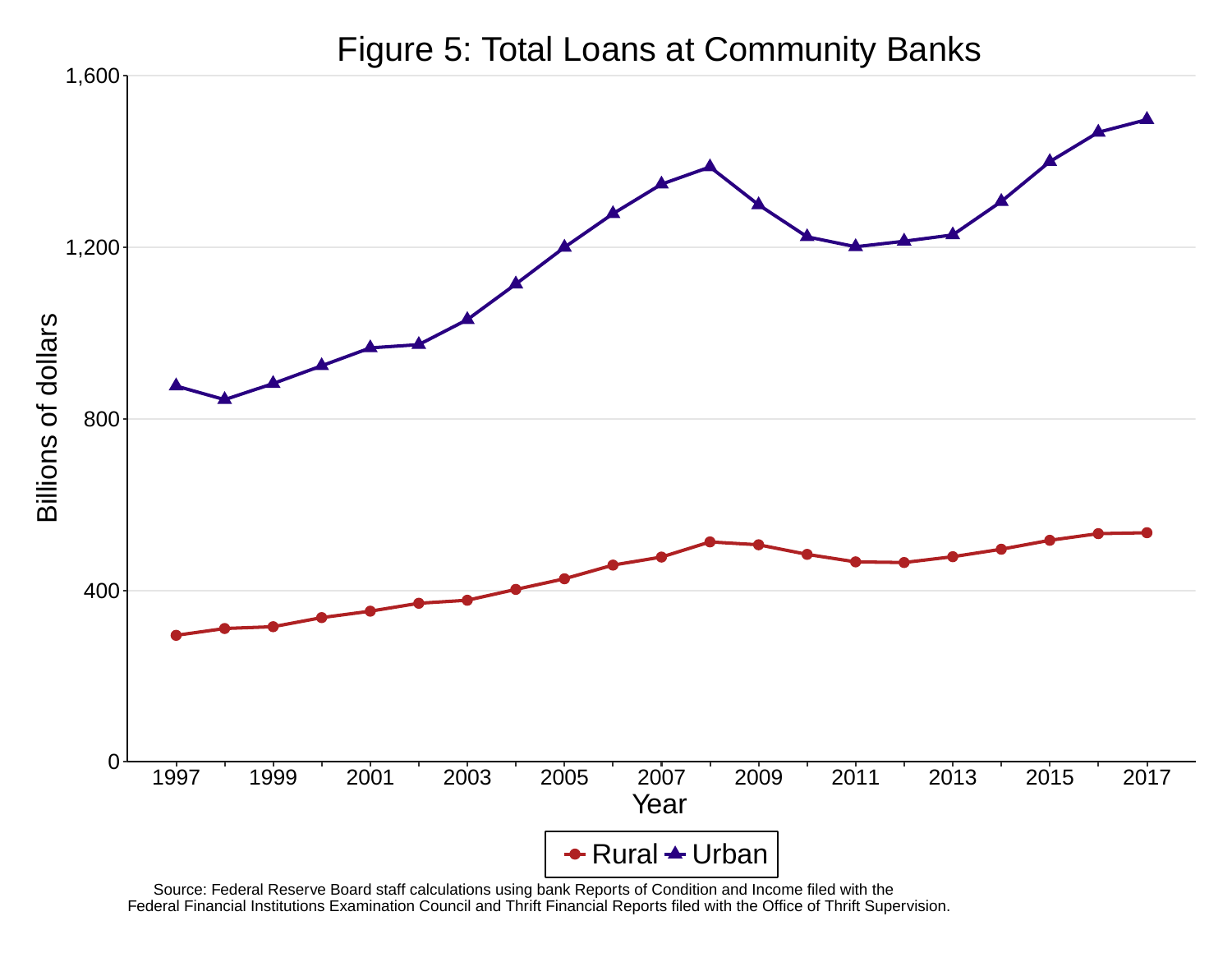# Figure 5: Total Loans at Community Banks

Source: Federal Reserve Board staff calculations using bank Reports of Condition and Income filed with the Federal Financial Institutions Examination Council and Thrift Financial Reports filed with the Office of Thrift Supervision.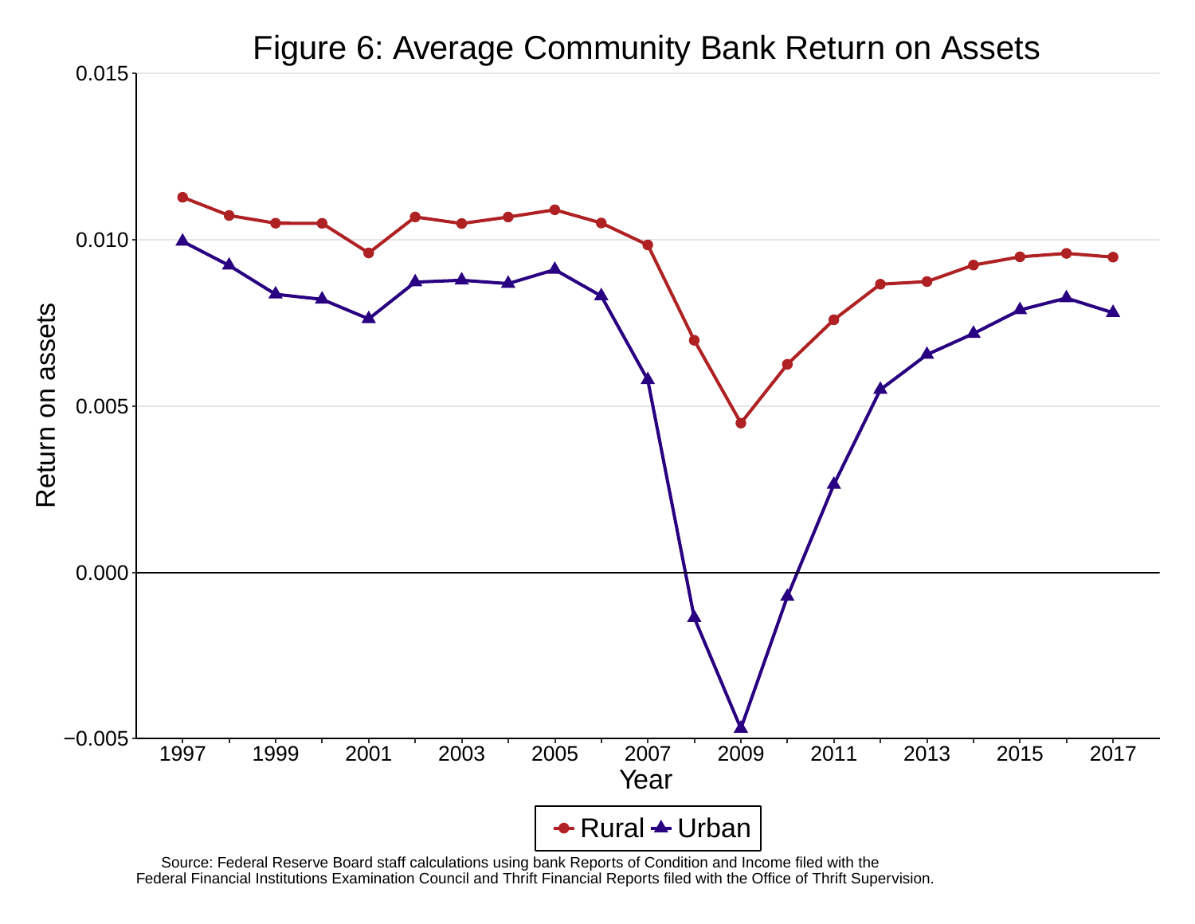Figure 6: Average Community Bank Return on Assets

Source: Federal Reserve Board staff calculations using bank Reports of Condition and Income filed with the Federal Financial Institutions Examination Council and Thrift Financial Reports filed with the Office of Thrift Supervision.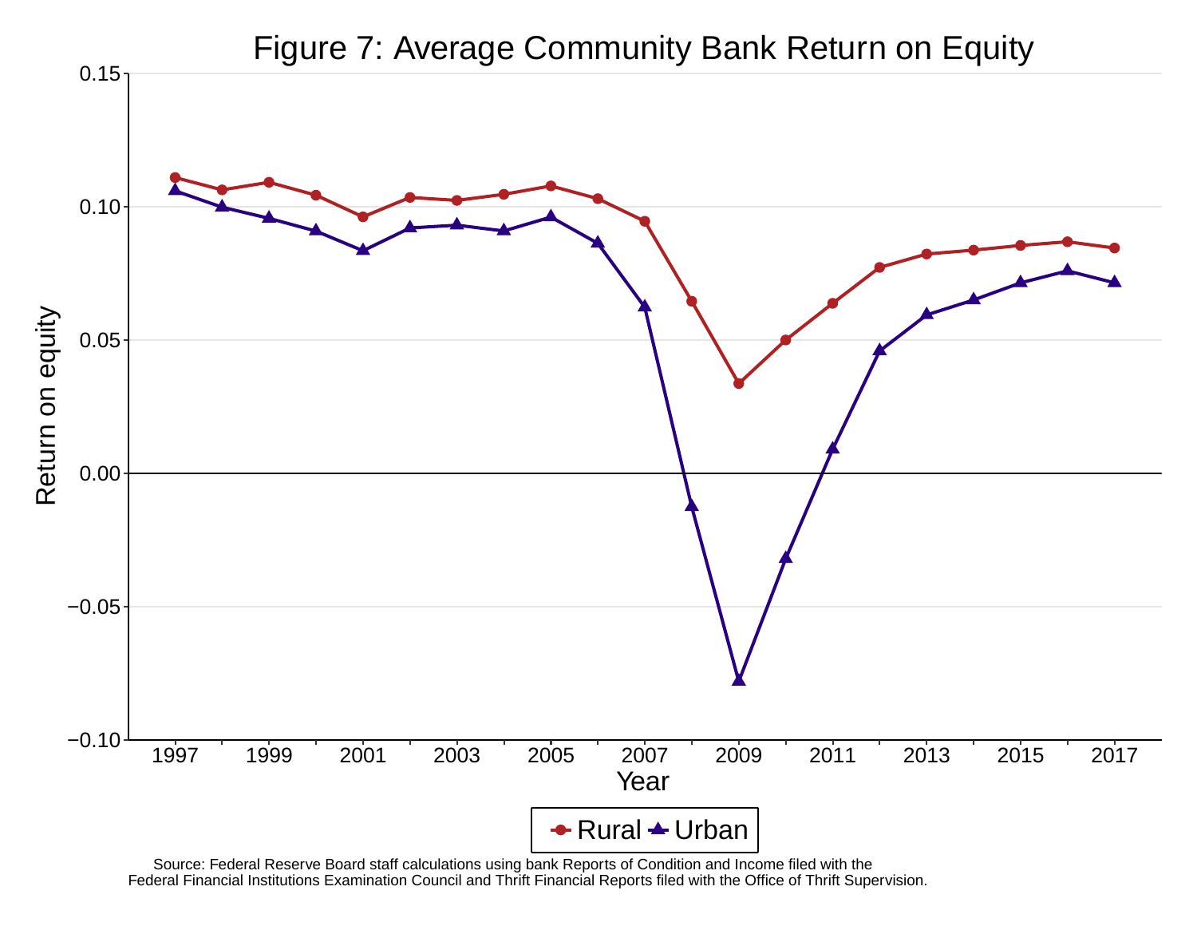Figure 7: Average Community Bank Return on Equity

Source: Federal Reserve Board staff calculations using bank Reports of Condition and Income filed with the Federal Financial Institutions Examination Council and Thrift Financial Reports filed with the Office of Thrift Supervision.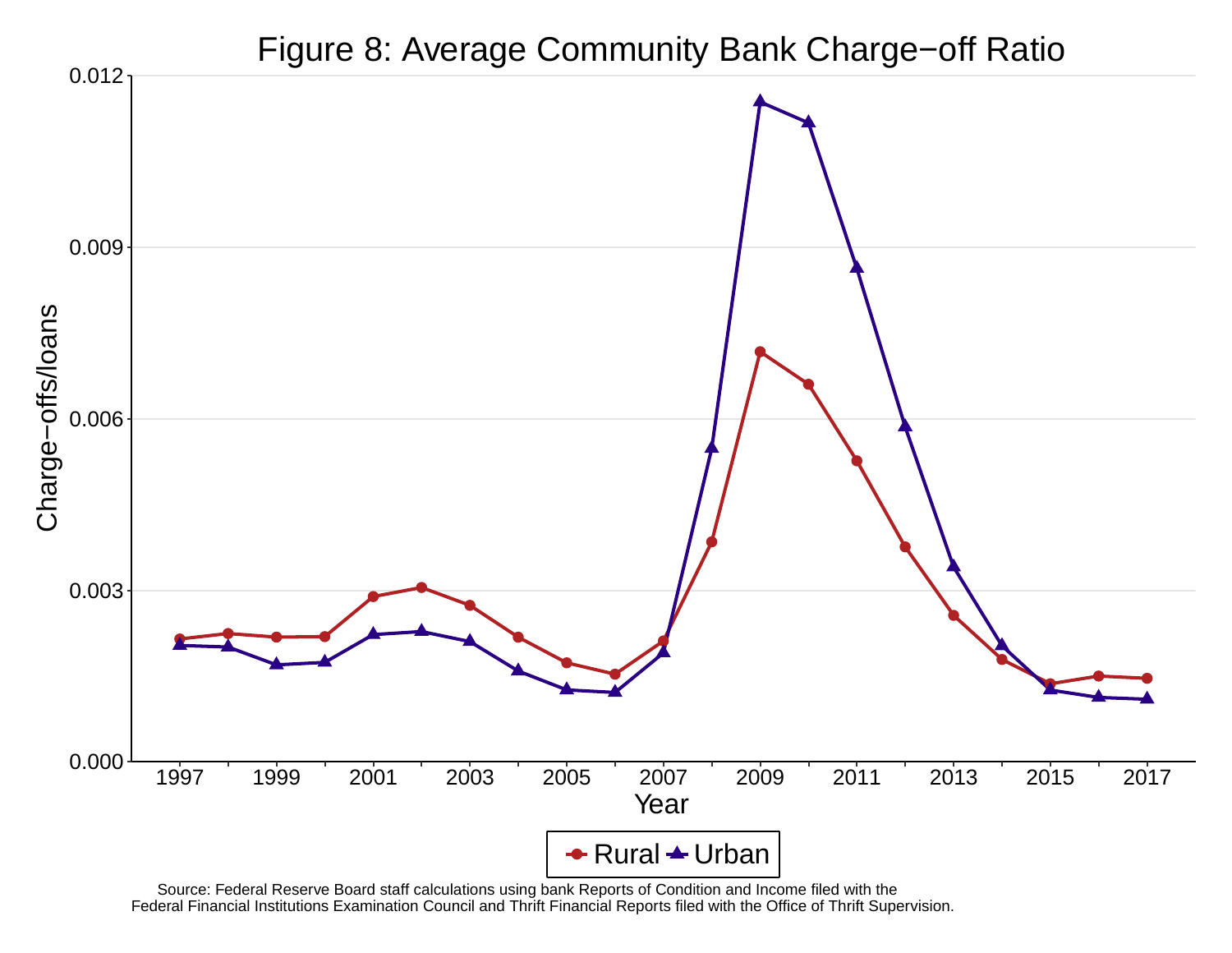# Figure 8: Average Community Bank Charge−off Ratio

Source: Federal Reserve Board staff calculations using bank Reports of Condition and Income filed with the Federal Financial Institutions Examination Council and Thrift Financial Reports filed with the Office of Thrift Supervision.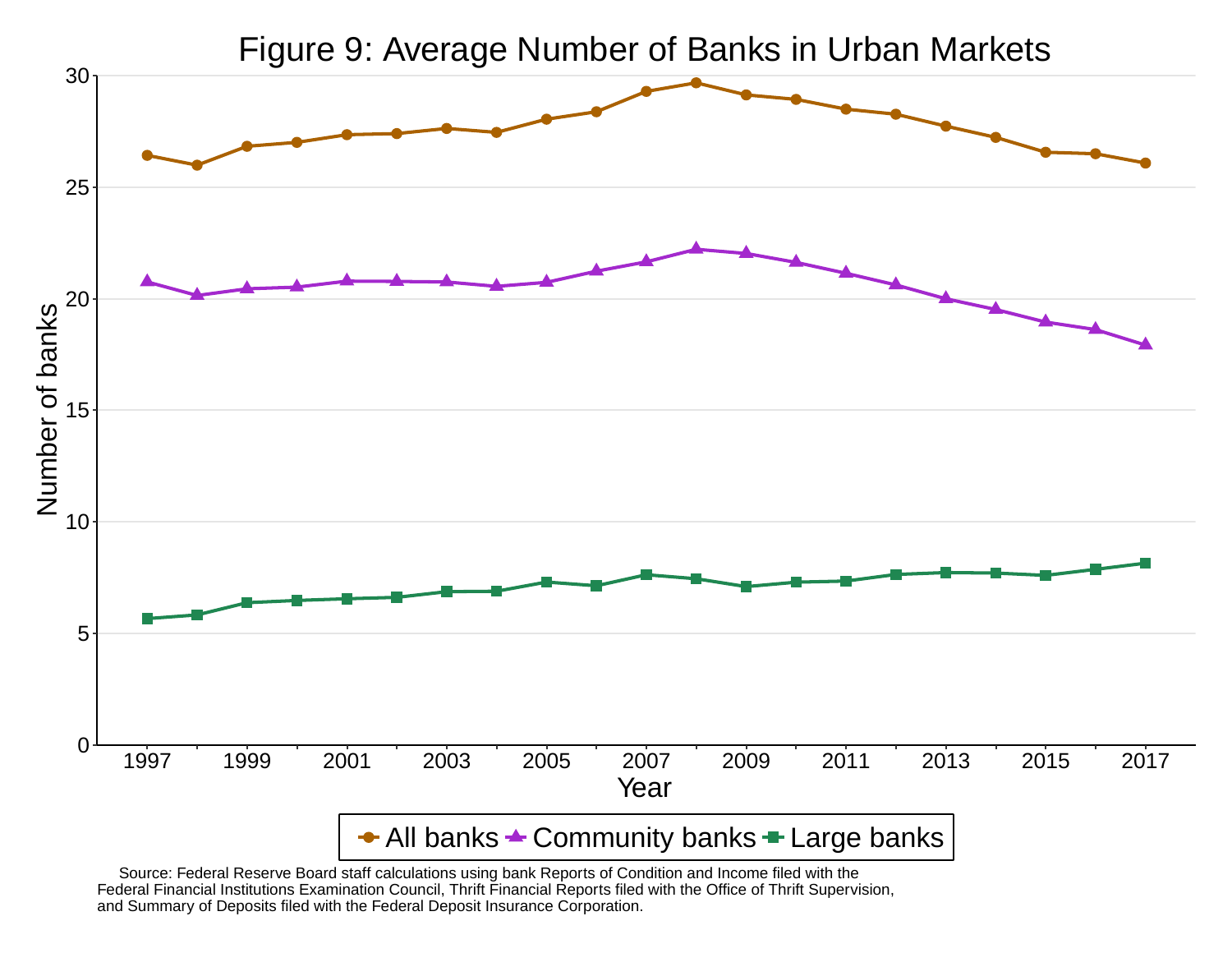# Figure 9: Average Number of Banks in Urban Markets

Source: Federal Reserve Board staff calculations using bank Reports of Condition and Income filed with the Federal Financial Institutions Examination Council, Thrift Financial Reports filed with the Office of Thrift Supervision, and Summary of Deposits filed with the Federal Deposit Insurance Corporation.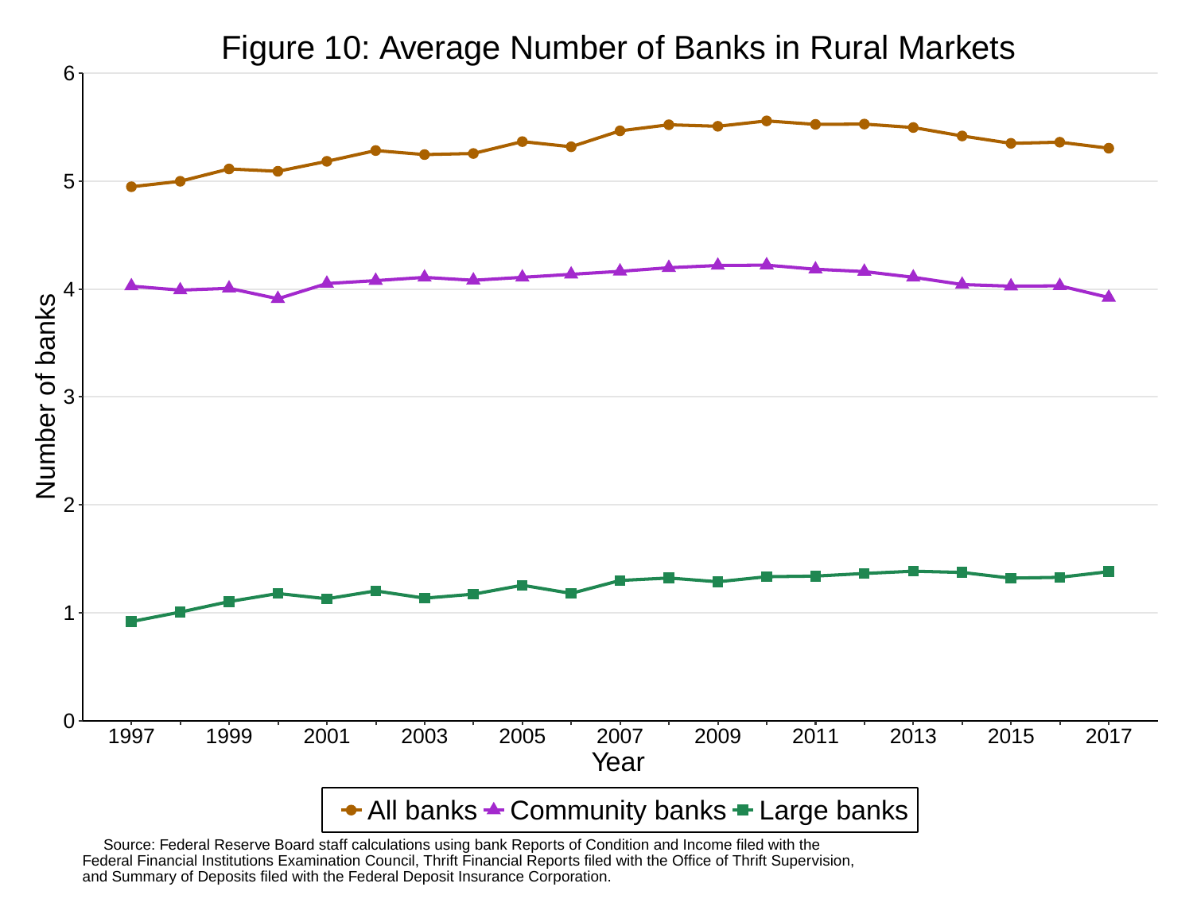# Figure 10: Average Number of Banks in Rural Markets

Source: Federal Reserve Board staff calculations using bank Reports of Condition and Income filed with the Federal Financial Institutions Examination Council, Thrift Financial Reports filed with the Office of Thrift Supervision, and Summary of Deposits filed with the Federal Deposit Insurance Corporation.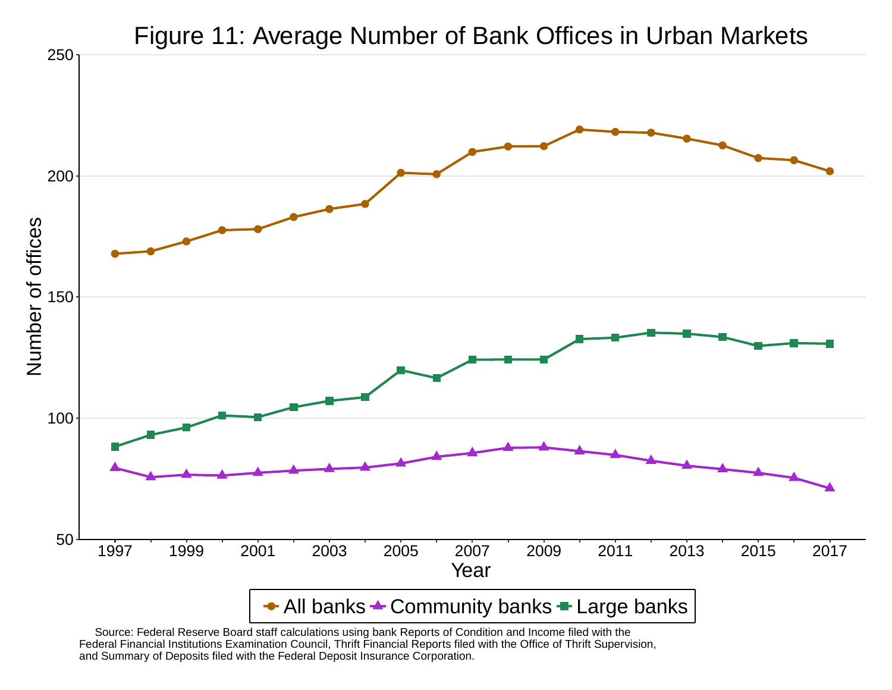# Figure 11: Average Number of Bank Offices in Urban Markets

Source: Federal Reserve Board staff calculations using bank Reports of Condition and Income filed with the Federal Financial Institutions Examination Council, Thrift Financial Reports filed with the Office of Thrift Supervision, and Summary of Deposits filed with the Federal Deposit Insurance Corporation.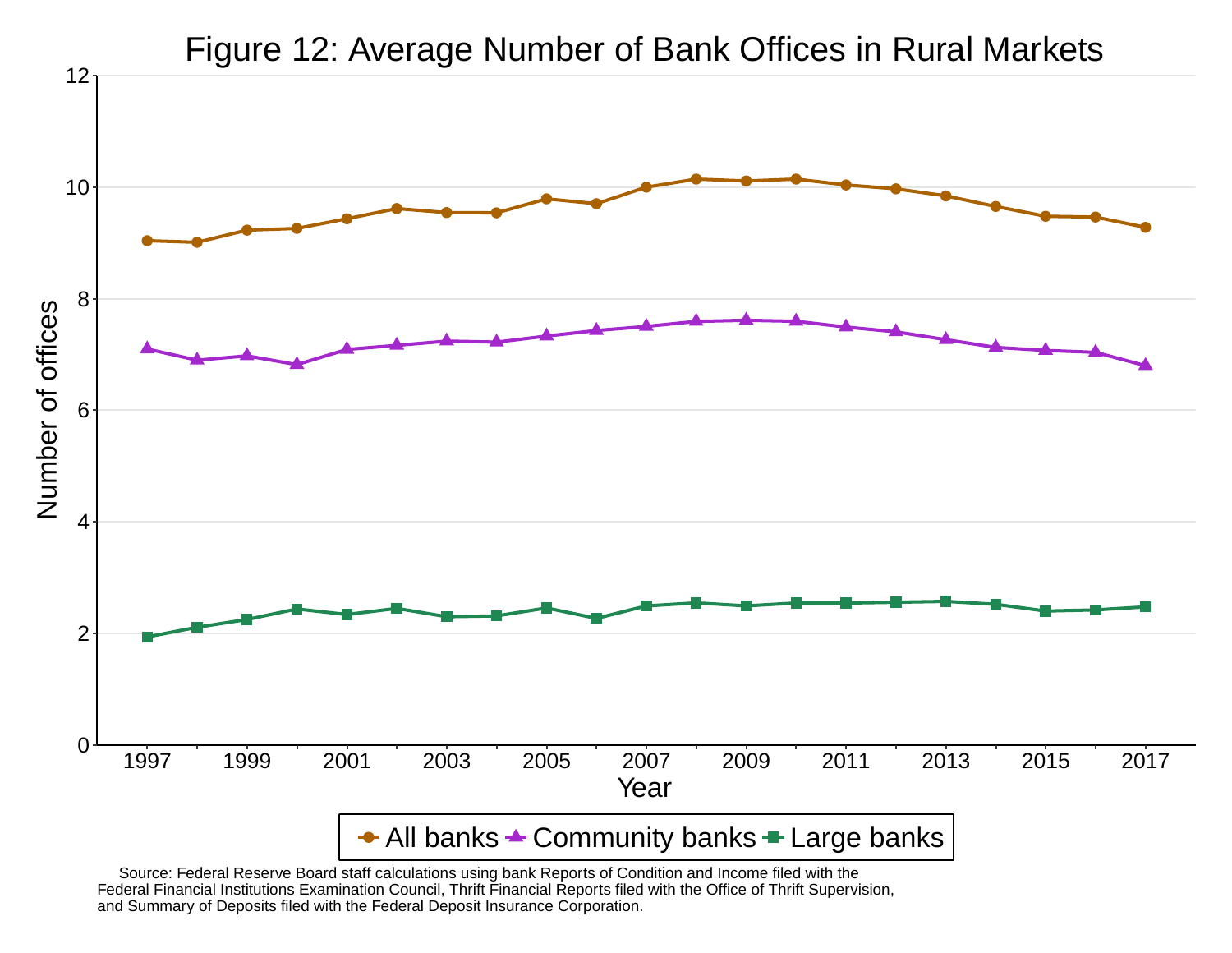# Figure 12: Average Number of Bank Offices in Rural Markets

Source: Federal Reserve Board staff calculations using bank Reports of Condition and Income filed with the Federal Financial Institutions Examination Council, Thrift Financial Reports filed with the Office of Thrift Supervision, and Summary of Deposits filed with the Federal Deposit Insurance Corporation.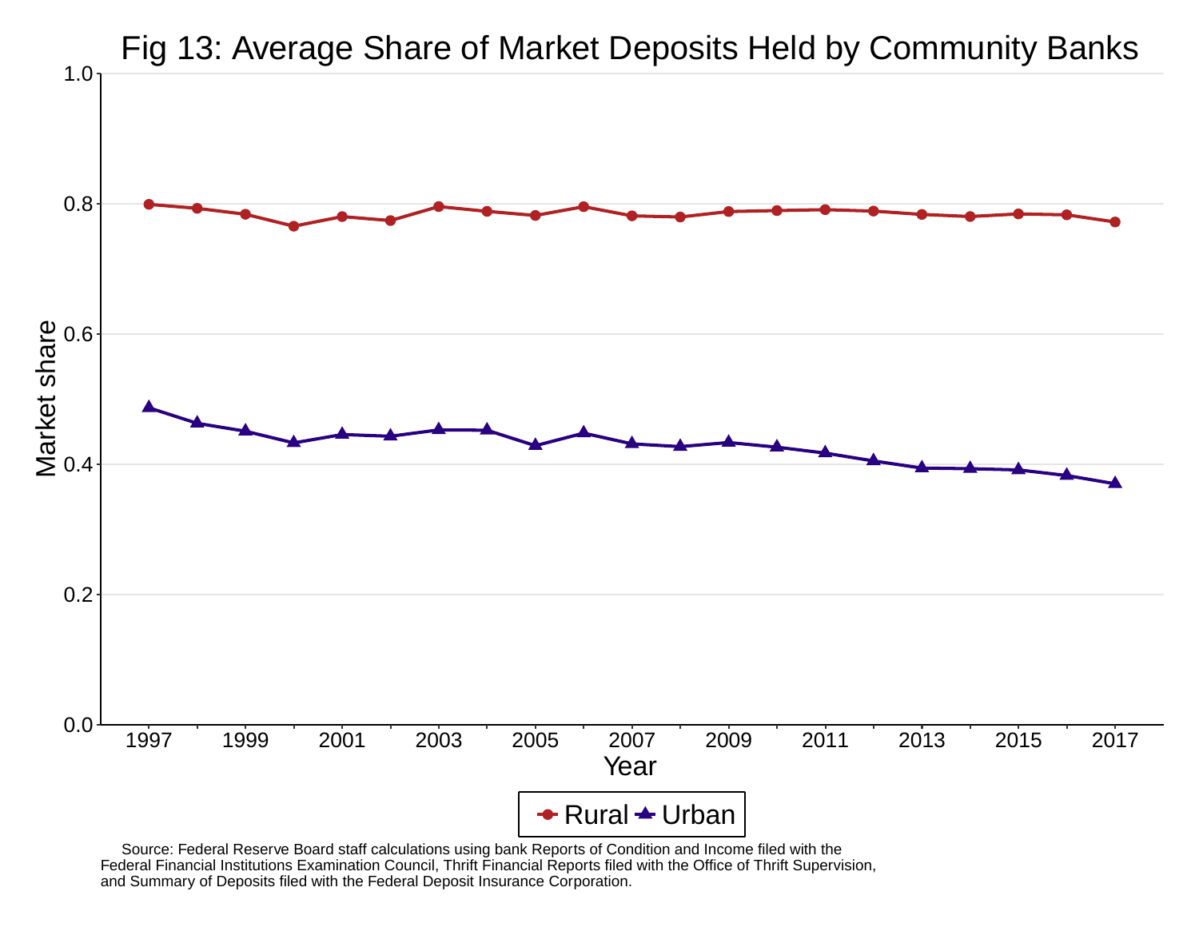# Fig 13: Average Share of Market Deposits Held by Community Banks

Source: Federal Reserve Board staff calculations using bank Reports of Condition and Income filed with the Federal Financial Institutions Examination Council, Thrift Financial Reports filed with the Office of Thrift Supervision, and Summary of Deposits filed with the Federal Deposit Insurance Corporation.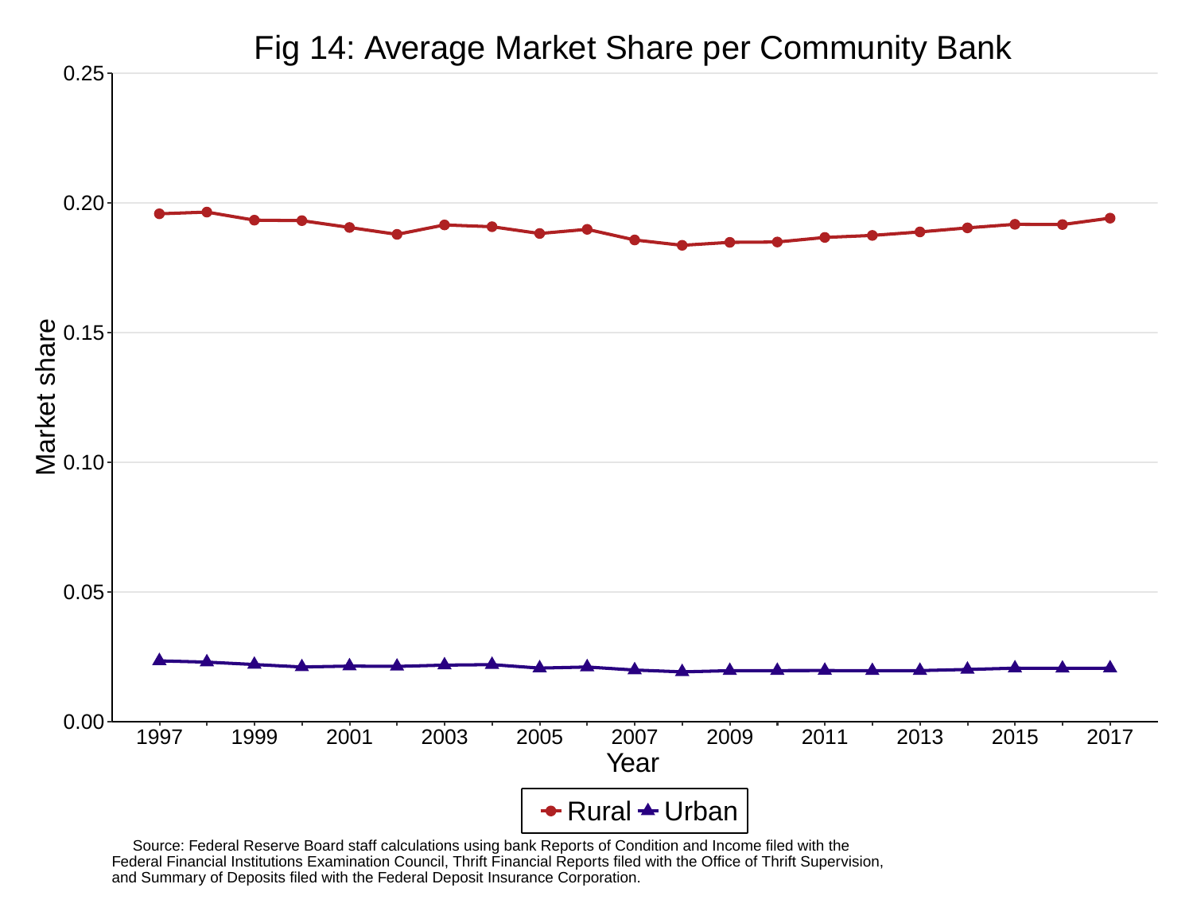# Fig 14: Average Market Share per Community Bank

Source: Federal Reserve Board staff calculations using bank Reports of Condition and Income filed with the Federal Financial Institutions Examination Council, Thrift Financial Reports filed with the Office of Thrift Supervision, and Summary of Deposits filed with the Federal Deposit Insurance Corporation.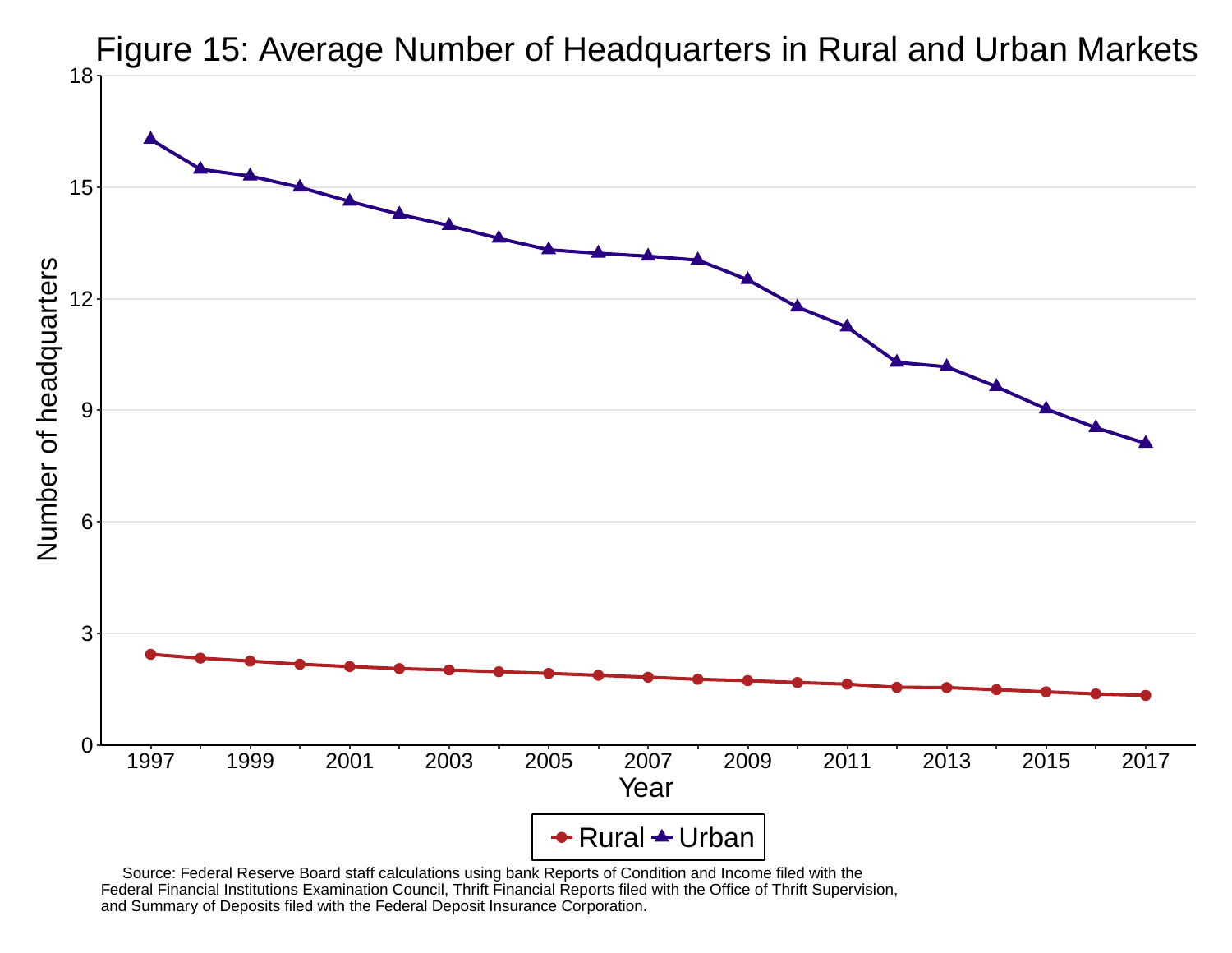# Figure 15: Average Number of Headquarters in Rural and Urban Markets

Source: Federal Reserve Board staff calculations using bank Reports of Condition and Income filed with the Federal Financial Institutions Examination Council, Thrift Financial Reports filed with the Office of Thrift Supervision, and Summary of Deposits filed with the Federal Deposit Insurance Corporation.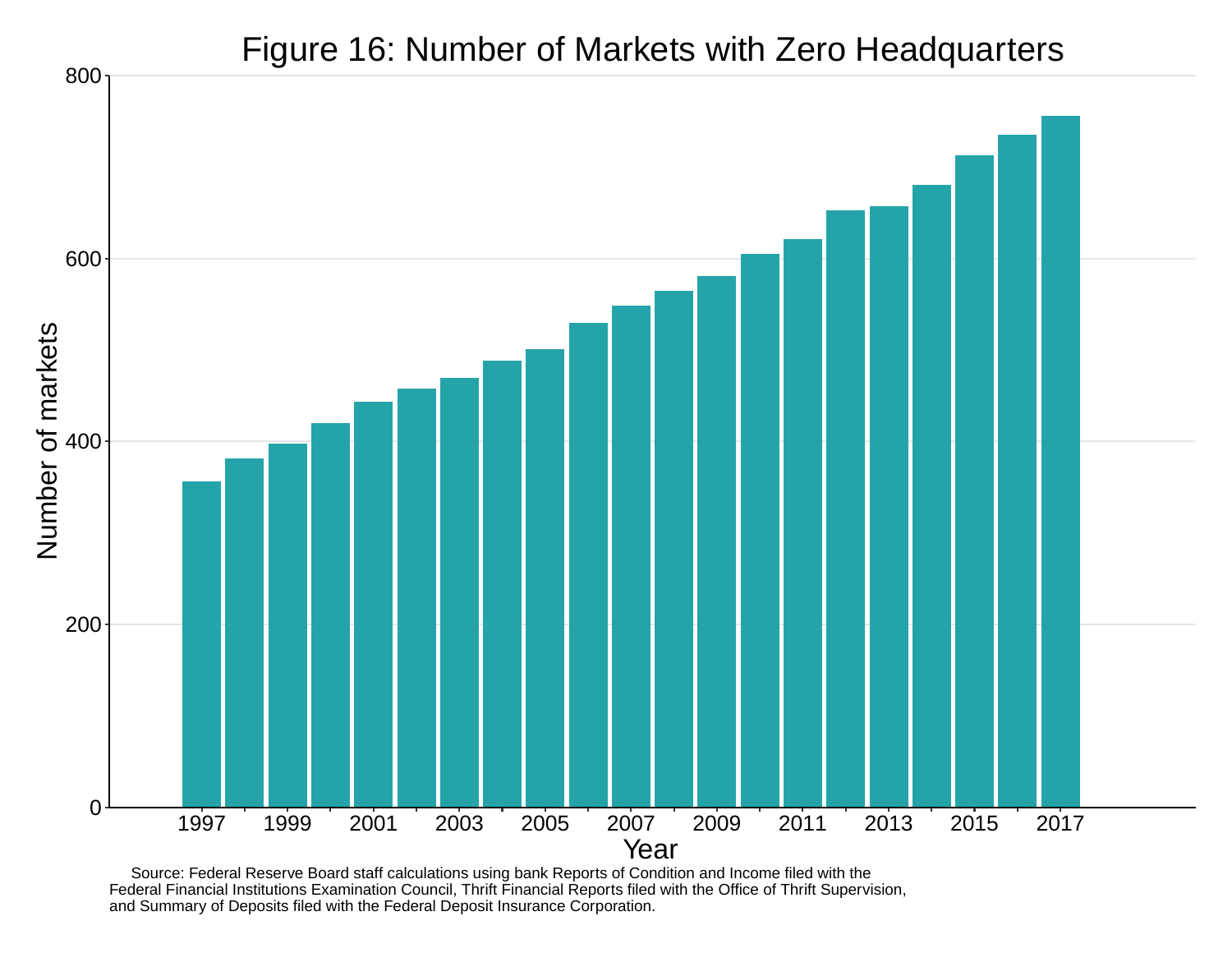Figure 16: Number of Markets with Zero Headquarters

800

600

400

200

0

Number of markets

1997 1999 2001 2003 2005 2007 2009 2011 2013 2015 2017

Year

Source: Federal Reserve Board staff calculations using bank Reports of Condition and Income filed with the Federal Financial Institutions Examination Council, Thrift Financial Reports filed with the Office of Thrift Supervision, and Summary of Deposits filed with the Federal Deposit Insurance Corporation.